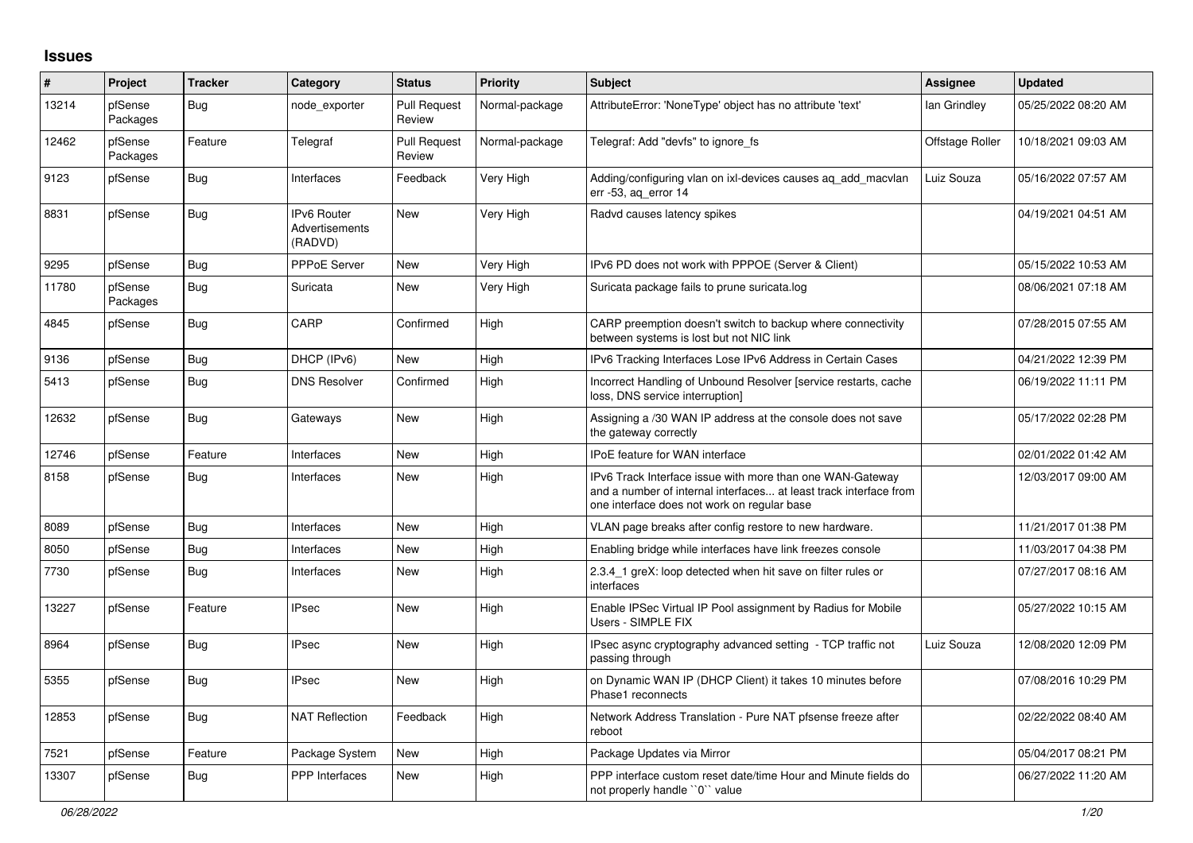## Issues

| # | Project | Tracker | Category | Status | Priority | Subject | Assignee | Updated |
|---|---|---|---|---|---|---|---|---|
| 13214 | pfSense Packages | Bug | node_exporter | Pull Request Review | Normal-package | AttributeError: 'NoneType' object has no attribute 'text' | Ian Grindley | 05/25/2022 08:20 AM |
| 12462 | pfSense Packages | Feature | Telegraf | Pull Request Review | Normal-package | Telegraf: Add "devfs" to ignore_fs | Offstage Roller | 10/18/2021 09:03 AM |
| 9123 | pfSense | Bug | Interfaces | Feedback | Very High | Adding/configuring vlan on ixl-devices causes aq_add_macvlan err -53, aq_error 14 | Luiz Souza | 05/16/2022 07:57 AM |
| 8831 | pfSense | Bug | IPv6 Router Advertisements (RADVD) | New | Very High | Radvd causes latency spikes | | 04/19/2021 04:51 AM |
| 9295 | pfSense | Bug | PPPoE Server | New | Very High | IPv6 PD does not work with PPPOE (Server & Client) | | 05/15/2022 10:53 AM |
| 11780 | pfSense Packages | Bug | Suricata | New | Very High | Suricata package fails to prune suricata.log | | 08/06/2021 07:18 AM |
| 4845 | pfSense | Bug | CARP | Confirmed | High | CARP preemption doesn't switch to backup where connectivity between systems is lost but not NIC link | | 07/28/2015 07:55 AM |
| 9136 | pfSense | Bug | DHCP (IPv6) | New | High | IPv6 Tracking Interfaces Lose IPv6 Address in Certain Cases | | 04/21/2022 12:39 PM |
| 5413 | pfSense | Bug | DNS Resolver | Confirmed | High | Incorrect Handling of Unbound Resolver [service restarts, cache loss, DNS service interruption] | | 06/19/2022 11:11 PM |
| 12632 | pfSense | Bug | Gateways | New | High | Assigning a /30 WAN IP address at the console does not save the gateway correctly | | 05/17/2022 02:28 PM |
| 12746 | pfSense | Feature | Interfaces | New | High | IPoE feature for WAN interface | | 02/01/2022 01:42 AM |
| 8158 | pfSense | Bug | Interfaces | New | High | IPv6 Track Interface issue with more than one WAN-Gateway and a number of internal interfaces... at least track interface from one interface does not work on regular base | | 12/03/2017 09:00 AM |
| 8089 | pfSense | Bug | Interfaces | New | High | VLAN page breaks after config restore to new hardware. | | 11/21/2017 01:38 PM |
| 8050 | pfSense | Bug | Interfaces | New | High | Enabling bridge while interfaces have link freezes console | | 11/03/2017 04:38 PM |
| 7730 | pfSense | Bug | Interfaces | New | High | 2.3.4_1 greX: loop detected when hit save on filter rules or interfaces | | 07/27/2017 08:16 AM |
| 13227 | pfSense | Feature | IPsec | New | High | Enable IPSec Virtual IP Pool assignment by Radius for Mobile Users - SIMPLE FIX | | 05/27/2022 10:15 AM |
| 8964 | pfSense | Bug | IPsec | New | High | IPsec async cryptography advanced setting - TCP traffic not passing through | Luiz Souza | 12/08/2020 12:09 PM |
| 5355 | pfSense | Bug | IPsec | New | High | on Dynamic WAN IP (DHCP Client) it takes 10 minutes before Phase1 reconnects | | 07/08/2016 10:29 PM |
| 12853 | pfSense | Bug | NAT Reflection | Feedback | High | Network Address Translation - Pure NAT pfsense freeze after reboot | | 02/22/2022 08:40 AM |
| 7521 | pfSense | Feature | Package System | New | High | Package Updates via Mirror | | 05/04/2017 08:21 PM |
| 13307 | pfSense | Bug | PPP Interfaces | New | High | PPP interface custom reset date/time Hour and Minute fields do not properly handle ``0`` value | | 06/27/2022 11:20 AM |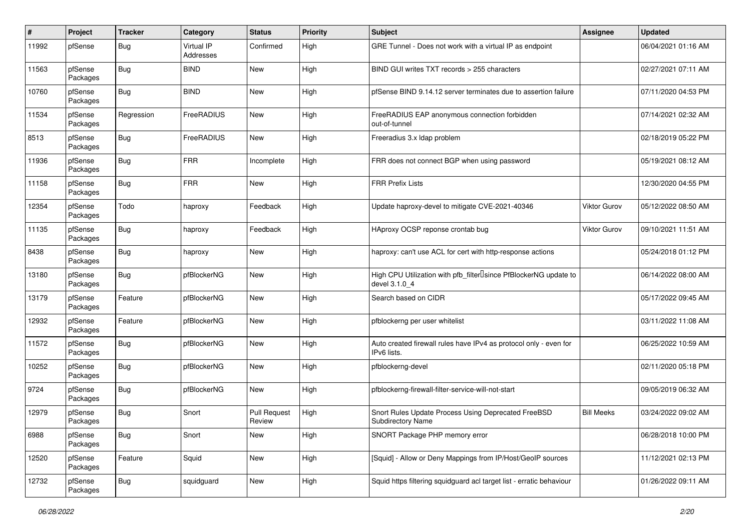| # | Project | Tracker | Category | Status | Priority | Subject | Assignee | Updated |
|---|---|---|---|---|---|---|---|---|
| 11992 | pfSense | Bug | Virtual IP Addresses | Confirmed | High | GRE Tunnel - Does not work with a virtual IP as endpoint | | 06/04/2021 01:16 AM |
| 11563 | pfSense Packages | Bug | BIND | New | High | BIND GUI writes TXT records > 255 characters | | 02/27/2021 07:11 AM |
| 10760 | pfSense Packages | Bug | BIND | New | High | pfSense BIND 9.14.12 server terminates due to assertion failure | | 07/11/2020 04:53 PM |
| 11534 | pfSense Packages | Regression | FreeRADIUS | New | High | FreeRADIUS EAP anonymous connection forbidden out-of-tunnel | | 07/14/2021 02:32 AM |
| 8513 | pfSense Packages | Bug | FreeRADIUS | New | High | Freeradius 3.x ldap problem | | 02/18/2019 05:22 PM |
| 11936 | pfSense Packages | Bug | FRR | Incomplete | High | FRR does not connect BGP when using password | | 05/19/2021 08:12 AM |
| 11158 | pfSense Packages | Bug | FRR | New | High | FRR Prefix Lists | | 12/30/2020 04:55 PM |
| 12354 | pfSense Packages | Todo | haproxy | Feedback | High | Update haproxy-devel to mitigate CVE-2021-40346 | Viktor Gurov | 05/12/2022 08:50 AM |
| 11135 | pfSense Packages | Bug | haproxy | Feedback | High | HAproxy OCSP reponse crontab bug | Viktor Gurov | 09/10/2021 11:51 AM |
| 8438 | pfSense Packages | Bug | haproxy | New | High | haproxy: can't use ACL for cert with http-response actions | | 05/24/2018 01:12 PM |
| 13180 | pfSense Packages | Bug | pfBlockerNG | New | High | High CPU Utilization with pfb_filter since PfBlockerNG update to devel 3.1.0_4 | | 06/14/2022 08:00 AM |
| 13179 | pfSense Packages | Feature | pfBlockerNG | New | High | Search based on CIDR | | 05/17/2022 09:45 AM |
| 12932 | pfSense Packages | Feature | pfBlockerNG | New | High | pfblockerng per user whitelist | | 03/11/2022 11:08 AM |
| 11572 | pfSense Packages | Bug | pfBlockerNG | New | High | Auto created firewall rules have IPv4 as protocol only - even for IPv6 lists. | | 06/25/2022 10:59 AM |
| 10252 | pfSense Packages | Bug | pfBlockerNG | New | High | pfblockerng-devel | | 02/11/2020 05:18 PM |
| 9724 | pfSense Packages | Bug | pfBlockerNG | New | High | pfblockerng-firewall-filter-service-will-not-start | | 09/05/2019 06:32 AM |
| 12979 | pfSense Packages | Bug | Snort | Pull Request Review | High | Snort Rules Update Process Using Deprecated FreeBSD Subdirectory Name | Bill Meeks | 03/24/2022 09:02 AM |
| 6988 | pfSense Packages | Bug | Snort | New | High | SNORT Package PHP memory error | | 06/28/2018 10:00 PM |
| 12520 | pfSense Packages | Feature | Squid | New | High | [Squid] - Allow or Deny Mappings from IP/Host/GeoIP sources | | 11/12/2021 02:13 PM |
| 12732 | pfSense Packages | Bug | squidguard | New | High | Squid https filtering squidguard acl target list - erratic behaviour | | 01/26/2022 09:11 AM |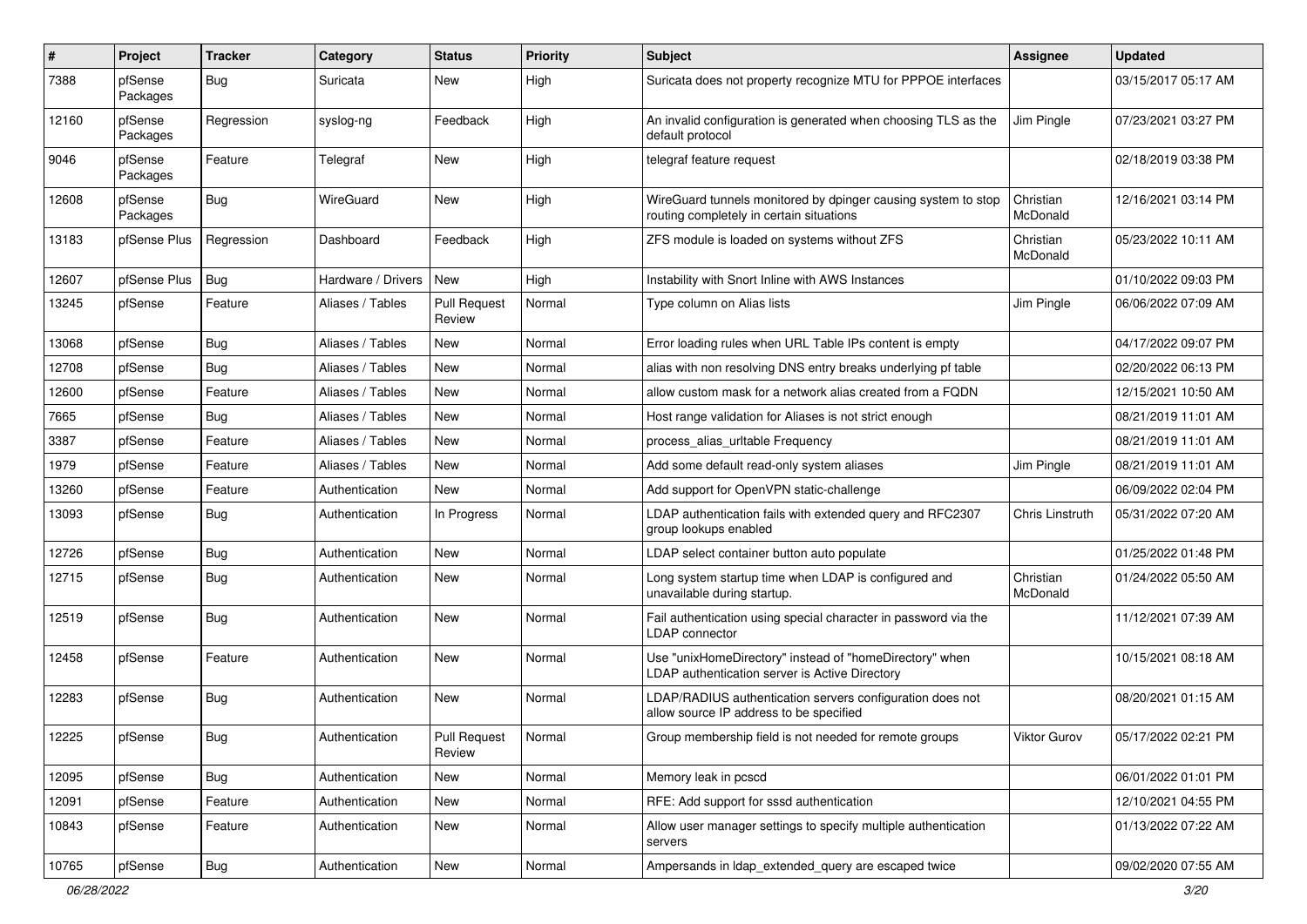| # | Project | Tracker | Category | Status | Priority | Subject | Assignee | Updated |
|---|---|---|---|---|---|---|---|---|
| 7388 | pfSense Packages | Bug | Suricata | New | High | Suricata does not property recognize MTU for PPPOE interfaces | | 03/15/2017 05:17 AM |
| 12160 | pfSense Packages | Regression | syslog-ng | Feedback | High | An invalid configuration is generated when choosing TLS as the default protocol | Jim Pingle | 07/23/2021 03:27 PM |
| 9046 | pfSense Packages | Feature | Telegraf | New | High | telegraf feature request | | 02/18/2019 03:38 PM |
| 12608 | pfSense Packages | Bug | WireGuard | New | High | WireGuard tunnels monitored by dpinger causing system to stop routing completely in certain situations | Christian McDonald | 12/16/2021 03:14 PM |
| 13183 | pfSense Plus | Regression | Dashboard | Feedback | High | ZFS module is loaded on systems without ZFS | Christian McDonald | 05/23/2022 10:11 AM |
| 12607 | pfSense Plus | Bug | Hardware / Drivers | New | High | Instability with Snort Inline with AWS Instances | | 01/10/2022 09:03 PM |
| 13245 | pfSense | Feature | Aliases / Tables | Pull Request Review | Normal | Type column on Alias lists | Jim Pingle | 06/06/2022 07:09 AM |
| 13068 | pfSense | Bug | Aliases / Tables | New | Normal | Error loading rules when URL Table IPs content is empty | | 04/17/2022 09:07 PM |
| 12708 | pfSense | Bug | Aliases / Tables | New | Normal | alias with non resolving DNS entry breaks underlying pf table | | 02/20/2022 06:13 PM |
| 12600 | pfSense | Feature | Aliases / Tables | New | Normal | allow custom mask for a network alias created from a FQDN | | 12/15/2021 10:50 AM |
| 7665 | pfSense | Bug | Aliases / Tables | New | Normal | Host range validation for Aliases is not strict enough | | 08/21/2019 11:01 AM |
| 3387 | pfSense | Feature | Aliases / Tables | New | Normal | process_alias_urltable Frequency | | 08/21/2019 11:01 AM |
| 1979 | pfSense | Feature | Aliases / Tables | New | Normal | Add some default read-only system aliases | Jim Pingle | 08/21/2019 11:01 AM |
| 13260 | pfSense | Feature | Authentication | New | Normal | Add support for OpenVPN static-challenge | | 06/09/2022 02:04 PM |
| 13093 | pfSense | Bug | Authentication | In Progress | Normal | LDAP authentication fails with extended query and RFC2307 group lookups enabled | Chris Linstruth | 05/31/2022 07:20 AM |
| 12726 | pfSense | Bug | Authentication | New | Normal | LDAP select container button auto populate | | 01/25/2022 01:48 PM |
| 12715 | pfSense | Bug | Authentication | New | Normal | Long system startup time when LDAP is configured and unavailable during startup. | Christian McDonald | 01/24/2022 05:50 AM |
| 12519 | pfSense | Bug | Authentication | New | Normal | Fail authentication using special character in password via the LDAP connector | | 11/12/2021 07:39 AM |
| 12458 | pfSense | Feature | Authentication | New | Normal | Use "unixHomeDirectory" instead of "homeDirectory" when LDAP authentication server is Active Directory | | 10/15/2021 08:18 AM |
| 12283 | pfSense | Bug | Authentication | New | Normal | LDAP/RADIUS authentication servers configuration does not allow source IP address to be specified | | 08/20/2021 01:15 AM |
| 12225 | pfSense | Bug | Authentication | Pull Request Review | Normal | Group membership field is not needed for remote groups | Viktor Gurov | 05/17/2022 02:21 PM |
| 12095 | pfSense | Bug | Authentication | New | Normal | Memory leak in pcscd | | 06/01/2022 01:01 PM |
| 12091 | pfSense | Feature | Authentication | New | Normal | RFE: Add support for sssd authentication | | 12/10/2021 04:55 PM |
| 10843 | pfSense | Feature | Authentication | New | Normal | Allow user manager settings to specify multiple authentication servers | | 01/13/2022 07:22 AM |
| 10765 | pfSense | Bug | Authentication | New | Normal | Ampersands in ldap_extended_query are escaped twice | | 09/02/2020 07:55 AM |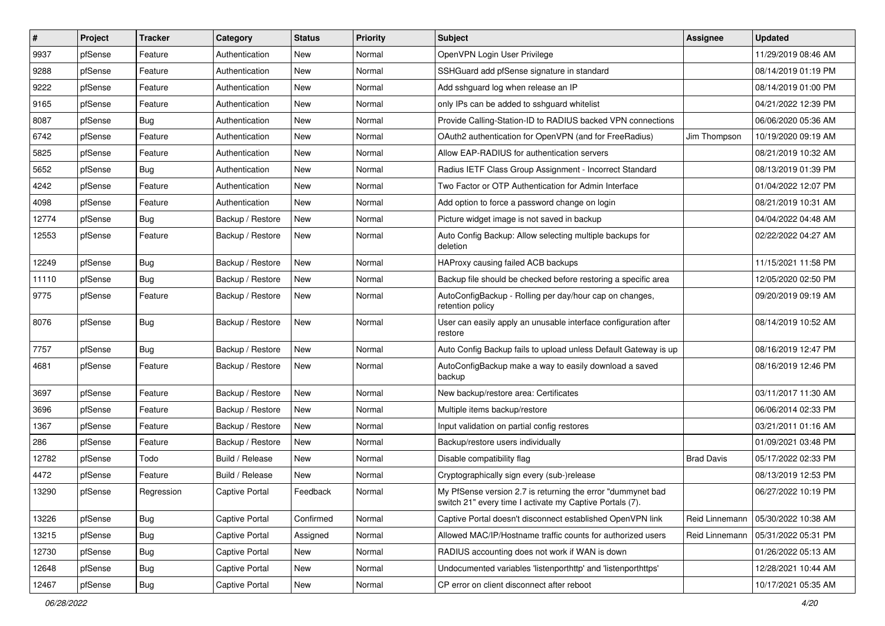| # | Project | Tracker | Category | Status | Priority | Subject | Assignee | Updated |
|---|---|---|---|---|---|---|---|---|
| 9937 | pfSense | Feature | Authentication | New | Normal | OpenVPN Login User Privilege | | 11/29/2019 08:46 AM |
| 9288 | pfSense | Feature | Authentication | New | Normal | SSHGuard add pfSense signature in standard | | 08/14/2019 01:19 PM |
| 9222 | pfSense | Feature | Authentication | New | Normal | Add sshguard log when release an IP | | 08/14/2019 01:00 PM |
| 9165 | pfSense | Feature | Authentication | New | Normal | only IPs can be added to sshguard whitelist | | 04/21/2022 12:39 PM |
| 8087 | pfSense | Bug | Authentication | New | Normal | Provide Calling-Station-ID to RADIUS backed VPN connections | | 06/06/2020 05:36 AM |
| 6742 | pfSense | Feature | Authentication | New | Normal | OAuth2 authentication for OpenVPN (and for FreeRadius) | Jim Thompson | 10/19/2020 09:19 AM |
| 5825 | pfSense | Feature | Authentication | New | Normal | Allow EAP-RADIUS for authentication servers | | 08/21/2019 10:32 AM |
| 5652 | pfSense | Bug | Authentication | New | Normal | Radius IETF Class Group Assignment - Incorrect Standard | | 08/13/2019 01:39 PM |
| 4242 | pfSense | Feature | Authentication | New | Normal | Two Factor or OTP Authentication for Admin Interface | | 01/04/2022 12:07 PM |
| 4098 | pfSense | Feature | Authentication | New | Normal | Add option to force a password change on login | | 08/21/2019 10:31 AM |
| 12774 | pfSense | Bug | Backup / Restore | New | Normal | Picture widget image is not saved in backup | | 04/04/2022 04:48 AM |
| 12553 | pfSense | Feature | Backup / Restore | New | Normal | Auto Config Backup: Allow selecting multiple backups for deletion | | 02/22/2022 04:27 AM |
| 12249 | pfSense | Bug | Backup / Restore | New | Normal | HAProxy causing failed ACB backups | | 11/15/2021 11:58 PM |
| 11110 | pfSense | Bug | Backup / Restore | New | Normal | Backup file should be checked before restoring a specific area | | 12/05/2020 02:50 PM |
| 9775 | pfSense | Feature | Backup / Restore | New | Normal | AutoConfigBackup - Rolling per day/hour cap on changes, retention policy | | 09/20/2019 09:19 AM |
| 8076 | pfSense | Bug | Backup / Restore | New | Normal | User can easily apply an unusable interface configuration after restore | | 08/14/2019 10:52 AM |
| 7757 | pfSense | Bug | Backup / Restore | New | Normal | Auto Config Backup fails to upload unless Default Gateway is up | | 08/16/2019 12:47 PM |
| 4681 | pfSense | Feature | Backup / Restore | New | Normal | AutoConfigBackup make a way to easily download a saved backup | | 08/16/2019 12:46 PM |
| 3697 | pfSense | Feature | Backup / Restore | New | Normal | New backup/restore area: Certificates | | 03/11/2017 11:30 AM |
| 3696 | pfSense | Feature | Backup / Restore | New | Normal | Multiple items backup/restore | | 06/06/2014 02:33 PM |
| 1367 | pfSense | Feature | Backup / Restore | New | Normal | Input validation on partial config restores | | 03/21/2011 01:16 AM |
| 286 | pfSense | Feature | Backup / Restore | New | Normal | Backup/restore users individually | | 01/09/2021 03:48 PM |
| 12782 | pfSense | Todo | Build / Release | New | Normal | Disable compatibility flag | Brad Davis | 05/17/2022 02:33 PM |
| 4472 | pfSense | Feature | Build / Release | New | Normal | Cryptographically sign every (sub-)release | | 08/13/2019 12:53 PM |
| 13290 | pfSense | Regression | Captive Portal | Feedback | Normal | My PfSense version 2.7 is returning the error "dummynet bad switch 21" every time I activate my Captive Portals (7). | | 06/27/2022 10:19 PM |
| 13226 | pfSense | Bug | Captive Portal | Confirmed | Normal | Captive Portal doesn't disconnect established OpenVPN link | Reid Linnemann | 05/30/2022 10:38 AM |
| 13215 | pfSense | Bug | Captive Portal | Assigned | Normal | Allowed MAC/IP/Hostname traffic counts for authorized users | Reid Linnemann | 05/31/2022 05:31 PM |
| 12730 | pfSense | Bug | Captive Portal | New | Normal | RADIUS accounting does not work if WAN is down | | 01/26/2022 05:13 AM |
| 12648 | pfSense | Bug | Captive Portal | New | Normal | Undocumented variables 'listenporthttp' and 'listenporthttps' | | 12/28/2021 10:44 AM |
| 12467 | pfSense | Bug | Captive Portal | New | Normal | CP error on client disconnect after reboot | | 10/17/2021 05:35 AM |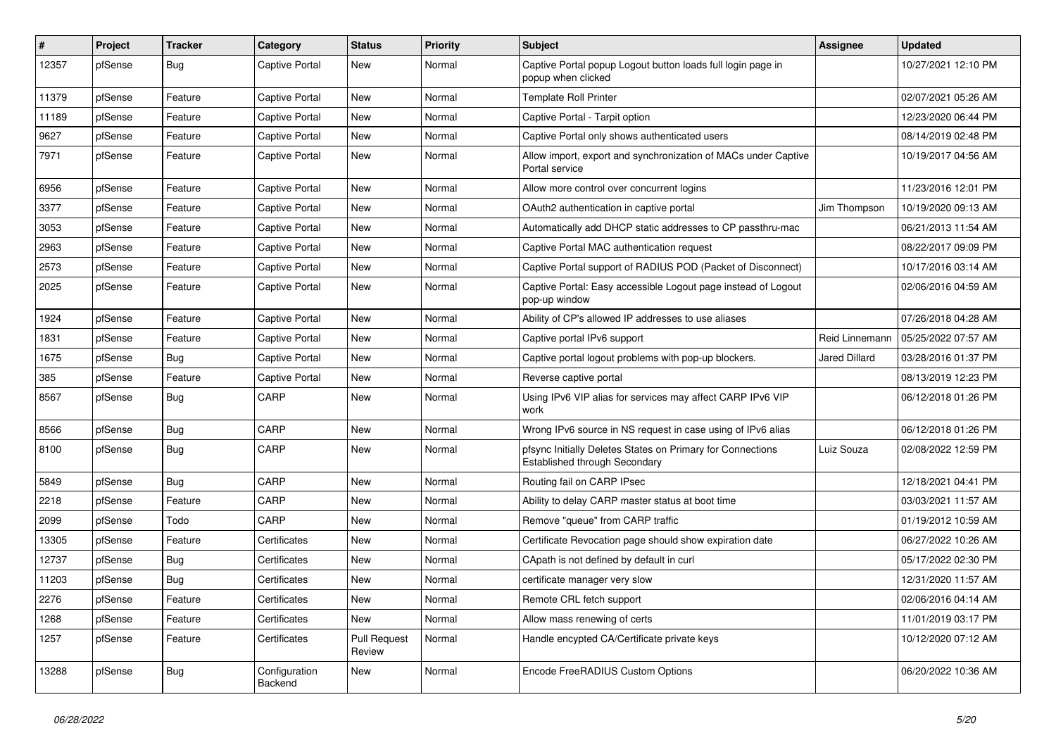| # | Project | Tracker | Category | Status | Priority | Subject | Assignee | Updated |
|---|---|---|---|---|---|---|---|---|
| 12357 | pfSense | Bug | Captive Portal | New | Normal | Captive Portal popup Logout button loads full login page in popup when clicked | | 10/27/2021 12:10 PM |
| 11379 | pfSense | Feature | Captive Portal | New | Normal | Template Roll Printer | | 02/07/2021 05:26 AM |
| 11189 | pfSense | Feature | Captive Portal | New | Normal | Captive Portal - Tarpit option | | 12/23/2020 06:44 PM |
| 9627 | pfSense | Feature | Captive Portal | New | Normal | Captive Portal only shows authenticated users | | 08/14/2019 02:48 PM |
| 7971 | pfSense | Feature | Captive Portal | New | Normal | Allow import, export and synchronization of MACs under Captive Portal service | | 10/19/2017 04:56 AM |
| 6956 | pfSense | Feature | Captive Portal | New | Normal | Allow more control over concurrent logins | | 11/23/2016 12:01 PM |
| 3377 | pfSense | Feature | Captive Portal | New | Normal | OAuth2 authentication in captive portal | Jim Thompson | 10/19/2020 09:13 AM |
| 3053 | pfSense | Feature | Captive Portal | New | Normal | Automatically add DHCP static addresses to CP passthru-mac | | 06/21/2013 11:54 AM |
| 2963 | pfSense | Feature | Captive Portal | New | Normal | Captive Portal MAC authentication request | | 08/22/2017 09:09 PM |
| 2573 | pfSense | Feature | Captive Portal | New | Normal | Captive Portal support of RADIUS POD (Packet of Disconnect) | | 10/17/2016 03:14 AM |
| 2025 | pfSense | Feature | Captive Portal | New | Normal | Captive Portal: Easy accessible Logout page instead of Logout pop-up window | | 02/06/2016 04:59 AM |
| 1924 | pfSense | Feature | Captive Portal | New | Normal | Ability of CP's allowed IP addresses to use aliases | | 07/26/2018 04:28 AM |
| 1831 | pfSense | Feature | Captive Portal | New | Normal | Captive portal IPv6 support | Reid Linnemann | 05/25/2022 07:57 AM |
| 1675 | pfSense | Bug | Captive Portal | New | Normal | Captive portal logout problems with pop-up blockers. | Jared Dillard | 03/28/2016 01:37 PM |
| 385 | pfSense | Feature | Captive Portal | New | Normal | Reverse captive portal | | 08/13/2019 12:23 PM |
| 8567 | pfSense | Bug | CARP | New | Normal | Using IPv6 VIP alias for services may affect CARP IPv6 VIP work | | 06/12/2018 01:26 PM |
| 8566 | pfSense | Bug | CARP | New | Normal | Wrong IPv6 source in NS request in case using of IPv6 alias | | 06/12/2018 01:26 PM |
| 8100 | pfSense | Bug | CARP | New | Normal | pfsync Initially Deletes States on Primary for Connections Established through Secondary | Luiz Souza | 02/08/2022 12:59 PM |
| 5849 | pfSense | Bug | CARP | New | Normal | Routing fail on CARP IPsec | | 12/18/2021 04:41 PM |
| 2218 | pfSense | Feature | CARP | New | Normal | Ability to delay CARP master status at boot time | | 03/03/2021 11:57 AM |
| 2099 | pfSense | Todo | CARP | New | Normal | Remove "queue" from CARP traffic | | 01/19/2012 10:59 AM |
| 13305 | pfSense | Feature | Certificates | New | Normal | Certificate Revocation page should show expiration date | | 06/27/2022 10:26 AM |
| 12737 | pfSense | Bug | Certificates | New | Normal | CApath is not defined by default in curl | | 05/17/2022 02:30 PM |
| 11203 | pfSense | Bug | Certificates | New | Normal | certificate manager very slow | | 12/31/2020 11:57 AM |
| 2276 | pfSense | Feature | Certificates | New | Normal | Remote CRL fetch support | | 02/06/2016 04:14 AM |
| 1268 | pfSense | Feature | Certificates | New | Normal | Allow mass renewing of certs | | 11/01/2019 03:17 PM |
| 1257 | pfSense | Feature | Certificates | Pull Request Review | Normal | Handle encypted CA/Certificate private keys | | 10/12/2020 07:12 AM |
| 13288 | pfSense | Bug | Configuration Backend | New | Normal | Encode FreeRADIUS Custom Options | | 06/20/2022 10:36 AM |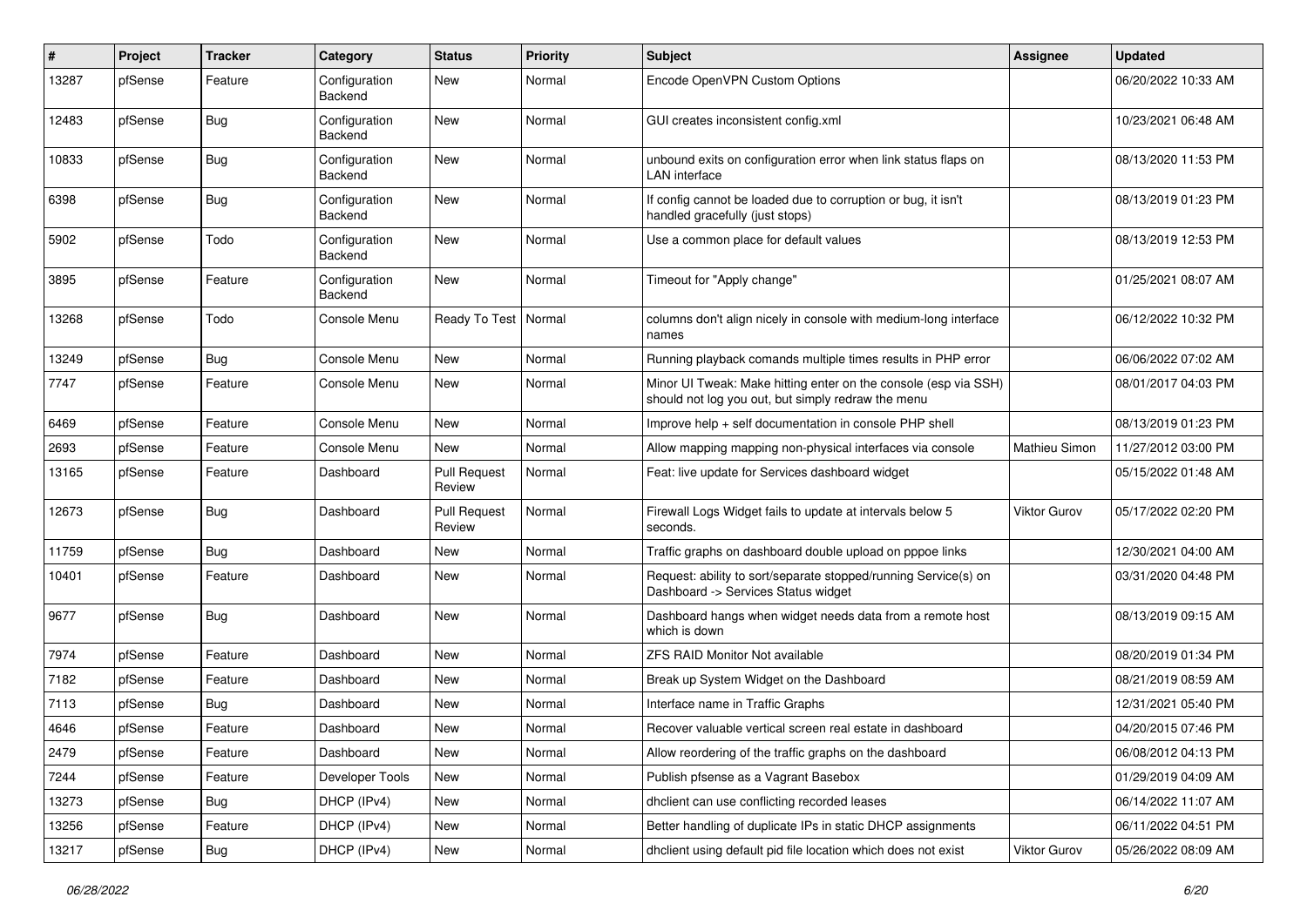| # | Project | Tracker | Category | Status | Priority | Subject | Assignee | Updated |
|---|---|---|---|---|---|---|---|---|
| 13287 | pfSense | Feature | Configuration Backend | New | Normal | Encode OpenVPN Custom Options | | 06/20/2022 10:33 AM |
| 12483 | pfSense | Bug | Configuration Backend | New | Normal | GUI creates inconsistent config.xml | | 10/23/2021 06:48 AM |
| 10833 | pfSense | Bug | Configuration Backend | New | Normal | unbound exits on configuration error when link status flaps on LAN interface | | 08/13/2020 11:53 PM |
| 6398 | pfSense | Bug | Configuration Backend | New | Normal | If config cannot be loaded due to corruption or bug, it isn't handled gracefully (just stops) | | 08/13/2019 01:23 PM |
| 5902 | pfSense | Todo | Configuration Backend | New | Normal | Use a common place for default values | | 08/13/2019 12:53 PM |
| 3895 | pfSense | Feature | Configuration Backend | New | Normal | Timeout for "Apply change" | | 01/25/2021 08:07 AM |
| 13268 | pfSense | Todo | Console Menu | Ready To Test | Normal | columns don't align nicely in console with medium-long interface names | | 06/12/2022 10:32 PM |
| 13249 | pfSense | Bug | Console Menu | New | Normal | Running playback comands multiple times results in PHP error | | 06/06/2022 07:02 AM |
| 7747 | pfSense | Feature | Console Menu | New | Normal | Minor UI Tweak: Make hitting enter on the console (esp via SSH) should not log you out, but simply redraw the menu | | 08/01/2017 04:03 PM |
| 6469 | pfSense | Feature | Console Menu | New | Normal | Improve help + self documentation in console PHP shell | | 08/13/2019 01:23 PM |
| 2693 | pfSense | Feature | Console Menu | New | Normal | Allow mapping mapping non-physical interfaces via console | Mathieu Simon | 11/27/2012 03:00 PM |
| 13165 | pfSense | Feature | Dashboard | Pull Request Review | Normal | Feat: live update for Services dashboard widget | | 05/15/2022 01:48 AM |
| 12673 | pfSense | Bug | Dashboard | Pull Request Review | Normal | Firewall Logs Widget fails to update at intervals below 5 seconds. | Viktor Gurov | 05/17/2022 02:20 PM |
| 11759 | pfSense | Bug | Dashboard | New | Normal | Traffic graphs on dashboard double upload on pppoe links | | 12/30/2021 04:00 AM |
| 10401 | pfSense | Feature | Dashboard | New | Normal | Request: ability to sort/separate stopped/running Service(s) on Dashboard -> Services Status widget | | 03/31/2020 04:48 PM |
| 9677 | pfSense | Bug | Dashboard | New | Normal | Dashboard hangs when widget needs data from a remote host which is down | | 08/13/2019 09:15 AM |
| 7974 | pfSense | Feature | Dashboard | New | Normal | ZFS RAID Monitor Not available | | 08/20/2019 01:34 PM |
| 7182 | pfSense | Feature | Dashboard | New | Normal | Break up System Widget on the Dashboard | | 08/21/2019 08:59 AM |
| 7113 | pfSense | Bug | Dashboard | New | Normal | Interface name in Traffic Graphs | | 12/31/2021 05:40 PM |
| 4646 | pfSense | Feature | Dashboard | New | Normal | Recover valuable vertical screen real estate in dashboard | | 04/20/2015 07:46 PM |
| 2479 | pfSense | Feature | Dashboard | New | Normal | Allow reordering of the traffic graphs on the dashboard | | 06/08/2012 04:13 PM |
| 7244 | pfSense | Feature | Developer Tools | New | Normal | Publish pfsense as a Vagrant Basebox | | 01/29/2019 04:09 AM |
| 13273 | pfSense | Bug | DHCP (IPv4) | New | Normal | dhclient can use conflicting recorded leases | | 06/14/2022 11:07 AM |
| 13256 | pfSense | Feature | DHCP (IPv4) | New | Normal | Better handling of duplicate IPs in static DHCP assignments | | 06/11/2022 04:51 PM |
| 13217 | pfSense | Bug | DHCP (IPv4) | New | Normal | dhclient using default pid file location which does not exist | Viktor Gurov | 05/26/2022 08:09 AM |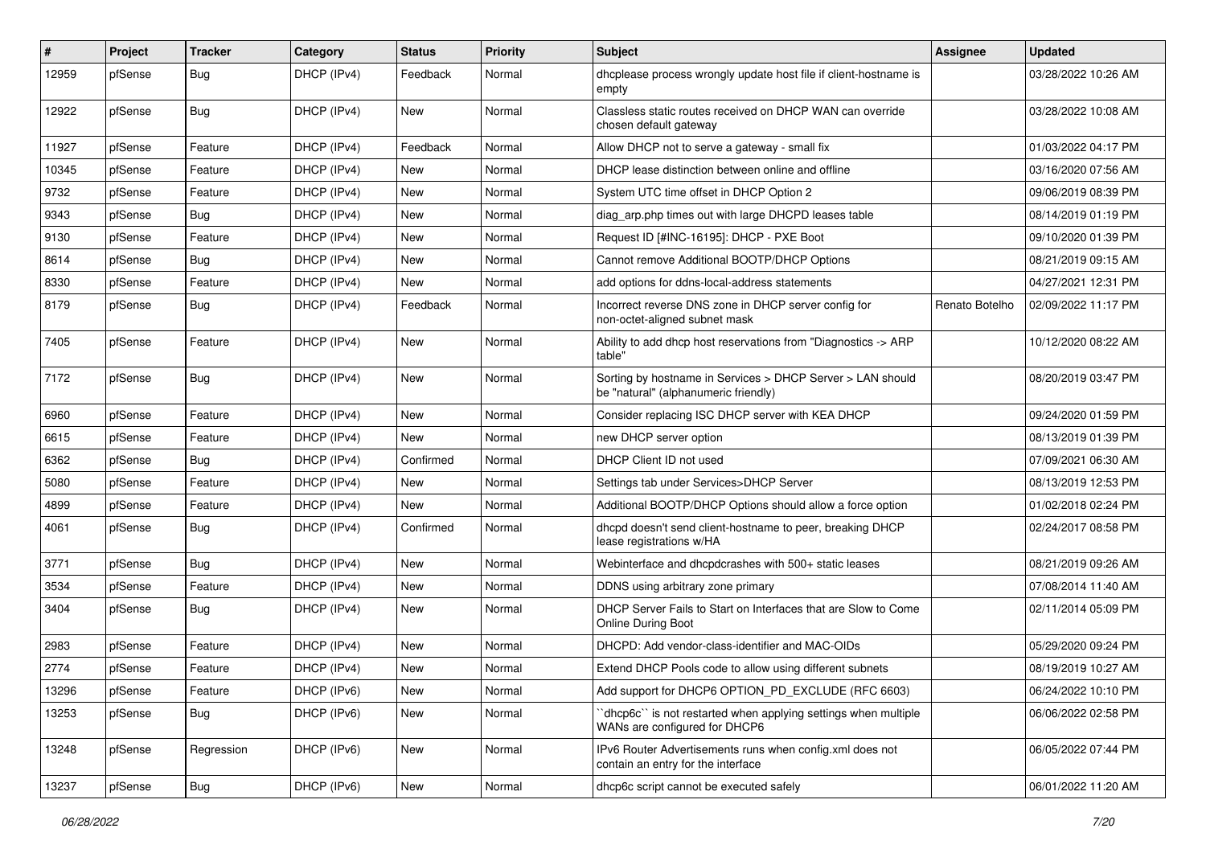| # | Project | Tracker | Category | Status | Priority | Subject | Assignee | Updated |
|---|---|---|---|---|---|---|---|---|
| 12959 | pfSense | Bug | DHCP (IPv4) | Feedback | Normal | dhcplease process wrongly update host file if client-hostname is empty | | 03/28/2022 10:26 AM |
| 12922 | pfSense | Bug | DHCP (IPv4) | New | Normal | Classless static routes received on DHCP WAN can override chosen default gateway | | 03/28/2022 10:08 AM |
| 11927 | pfSense | Feature | DHCP (IPv4) | Feedback | Normal | Allow DHCP not to serve a gateway - small fix | | 01/03/2022 04:17 PM |
| 10345 | pfSense | Feature | DHCP (IPv4) | New | Normal | DHCP lease distinction between online and offline | | 03/16/2020 07:56 AM |
| 9732 | pfSense | Feature | DHCP (IPv4) | New | Normal | System UTC time offset in DHCP Option 2 | | 09/06/2019 08:39 PM |
| 9343 | pfSense | Bug | DHCP (IPv4) | New | Normal | diag_arp.php times out with large DHCPD leases table | | 08/14/2019 01:19 PM |
| 9130 | pfSense | Feature | DHCP (IPv4) | New | Normal | Request ID [#INC-16195]: DHCP - PXE Boot | | 09/10/2020 01:39 PM |
| 8614 | pfSense | Bug | DHCP (IPv4) | New | Normal | Cannot remove Additional BOOTP/DHCP Options | | 08/21/2019 09:15 AM |
| 8330 | pfSense | Feature | DHCP (IPv4) | New | Normal | add options for ddns-local-address statements | | 04/27/2021 12:31 PM |
| 8179 | pfSense | Bug | DHCP (IPv4) | Feedback | Normal | Incorrect reverse DNS zone in DHCP server config for non-octet-aligned subnet mask | Renato Botelho | 02/09/2022 11:17 PM |
| 7405 | pfSense | Feature | DHCP (IPv4) | New | Normal | Ability to add dhcp host reservations from "Diagnostics -> ARP table" | | 10/12/2020 08:22 AM |
| 7172 | pfSense | Bug | DHCP (IPv4) | New | Normal | Sorting by hostname in Services > DHCP Server > LAN should be "natural" (alphanumeric friendly) | | 08/20/2019 03:47 PM |
| 6960 | pfSense | Feature | DHCP (IPv4) | New | Normal | Consider replacing ISC DHCP server with KEA DHCP | | 09/24/2020 01:59 PM |
| 6615 | pfSense | Feature | DHCP (IPv4) | New | Normal | new DHCP server option | | 08/13/2019 01:39 PM |
| 6362 | pfSense | Bug | DHCP (IPv4) | Confirmed | Normal | DHCP Client ID not used | | 07/09/2021 06:30 AM |
| 5080 | pfSense | Feature | DHCP (IPv4) | New | Normal | Settings tab under Services>DHCP Server | | 08/13/2019 12:53 PM |
| 4899 | pfSense | Feature | DHCP (IPv4) | New | Normal | Additional BOOTP/DHCP Options should allow a force option | | 01/02/2018 02:24 PM |
| 4061 | pfSense | Bug | DHCP (IPv4) | Confirmed | Normal | dhcpd doesn't send client-hostname to peer, breaking DHCP lease registrations w/HA | | 02/24/2017 08:58 PM |
| 3771 | pfSense | Bug | DHCP (IPv4) | New | Normal | Webinterface and dhcpdcrashes with 500+ static leases | | 08/21/2019 09:26 AM |
| 3534 | pfSense | Feature | DHCP (IPv4) | New | Normal | DDNS using arbitrary zone primary | | 07/08/2014 11:40 AM |
| 3404 | pfSense | Bug | DHCP (IPv4) | New | Normal | DHCP Server Fails to Start on Interfaces that are Slow to Come Online During Boot | | 02/11/2014 05:09 PM |
| 2983 | pfSense | Feature | DHCP (IPv4) | New | Normal | DHCPD: Add vendor-class-identifier and MAC-OIDs | | 05/29/2020 09:24 PM |
| 2774 | pfSense | Feature | DHCP (IPv4) | New | Normal | Extend DHCP Pools code to allow using different subnets | | 08/19/2019 10:27 AM |
| 13296 | pfSense | Feature | DHCP (IPv6) | New | Normal | Add support for DHCP6 OPTION_PD_EXCLUDE (RFC 6603) | | 06/24/2022 10:10 PM |
| 13253 | pfSense | Bug | DHCP (IPv6) | New | Normal | ``dhcp6c`` is not restarted when applying settings when multiple WANs are configured for DHCP6 | | 06/06/2022 02:58 PM |
| 13248 | pfSense | Regression | DHCP (IPv6) | New | Normal | IPv6 Router Advertisements runs when config.xml does not contain an entry for the interface | | 06/05/2022 07:44 PM |
| 13237 | pfSense | Bug | DHCP (IPv6) | New | Normal | dhcp6c script cannot be executed safely | | 06/01/2022 11:20 AM |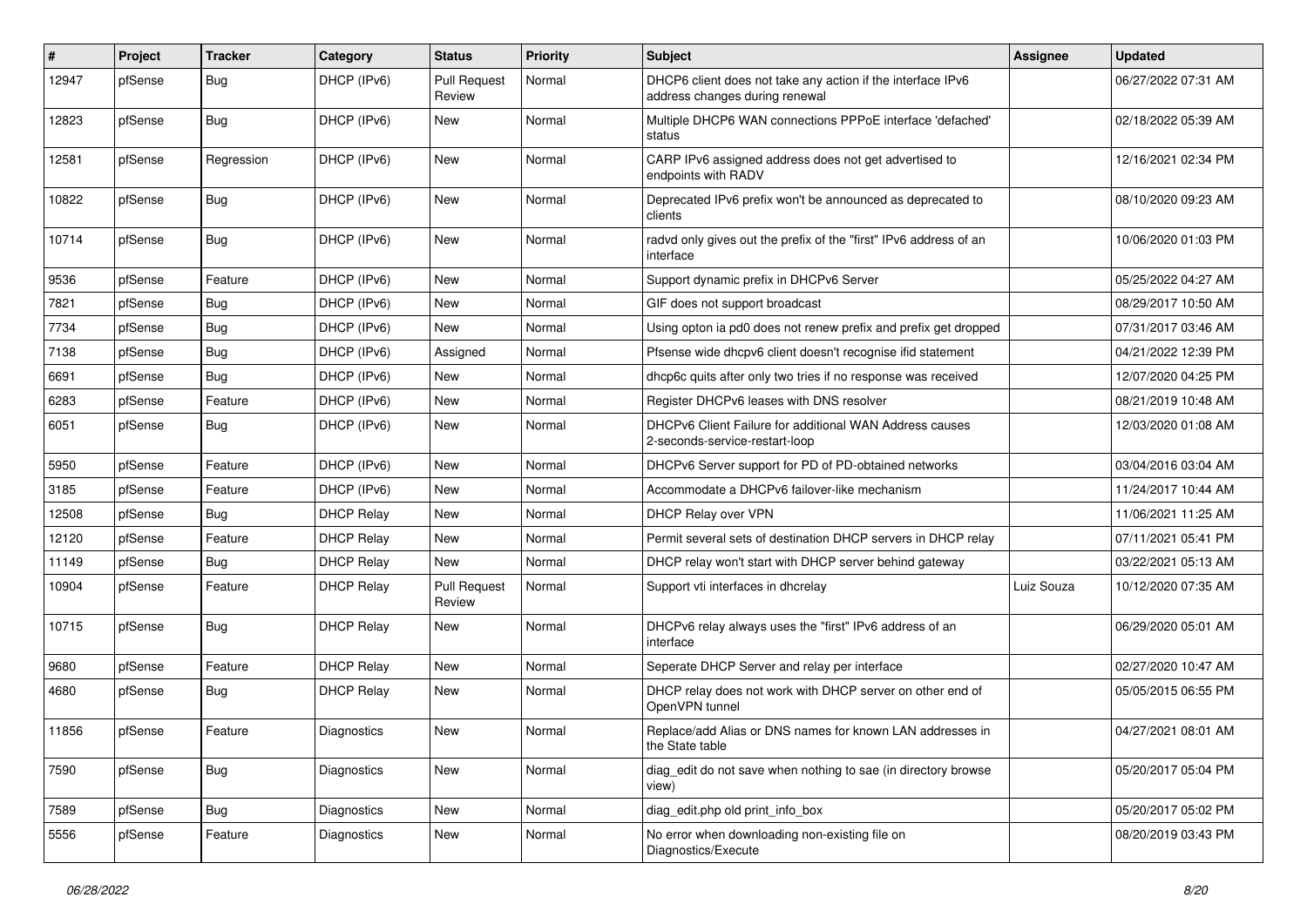| # | Project | Tracker | Category | Status | Priority | Subject | Assignee | Updated |
|---|---|---|---|---|---|---|---|---|
| 12947 | pfSense | Bug | DHCP (IPv6) | Pull Request Review | Normal | DHCP6 client does not take any action if the interface IPv6 address changes during renewal | | 06/27/2022 07:31 AM |
| 12823 | pfSense | Bug | DHCP (IPv6) | New | Normal | Multiple DHCP6 WAN connections PPPoE interface 'defached' status | | 02/18/2022 05:39 AM |
| 12581 | pfSense | Regression | DHCP (IPv6) | New | Normal | CARP IPv6 assigned address does not get advertised to endpoints with RADV | | 12/16/2021 02:34 PM |
| 10822 | pfSense | Bug | DHCP (IPv6) | New | Normal | Deprecated IPv6 prefix won't be announced as deprecated to clients | | 08/10/2020 09:23 AM |
| 10714 | pfSense | Bug | DHCP (IPv6) | New | Normal | radvd only gives out the prefix of the "first" IPv6 address of an interface | | 10/06/2020 01:03 PM |
| 9536 | pfSense | Feature | DHCP (IPv6) | New | Normal | Support dynamic prefix in DHCPv6 Server | | 05/25/2022 04:27 AM |
| 7821 | pfSense | Bug | DHCP (IPv6) | New | Normal | GIF does not support broadcast | | 08/29/2017 10:50 AM |
| 7734 | pfSense | Bug | DHCP (IPv6) | New | Normal | Using opton ia pd0 does not renew prefix and prefix get dropped | | 07/31/2017 03:46 AM |
| 7138 | pfSense | Bug | DHCP (IPv6) | Assigned | Normal | Pfsense wide dhcpv6 client doesn't recognise ifid statement | | 04/21/2022 12:39 PM |
| 6691 | pfSense | Bug | DHCP (IPv6) | New | Normal | dhcp6c quits after only two tries if no response was received | | 12/07/2020 04:25 PM |
| 6283 | pfSense | Feature | DHCP (IPv6) | New | Normal | Register DHCPv6 leases with DNS resolver | | 08/21/2019 10:48 AM |
| 6051 | pfSense | Bug | DHCP (IPv6) | New | Normal | DHCPv6 Client Failure for additional WAN Address causes 2-seconds-service-restart-loop | | 12/03/2020 01:08 AM |
| 5950 | pfSense | Feature | DHCP (IPv6) | New | Normal | DHCPv6 Server support for PD of PD-obtained networks | | 03/04/2016 03:04 AM |
| 3185 | pfSense | Feature | DHCP (IPv6) | New | Normal | Accommodate a DHCPv6 failover-like mechanism | | 11/24/2017 10:44 AM |
| 12508 | pfSense | Bug | DHCP Relay | New | Normal | DHCP Relay over VPN | | 11/06/2021 11:25 AM |
| 12120 | pfSense | Feature | DHCP Relay | New | Normal | Permit several sets of destination DHCP servers in DHCP relay | | 07/11/2021 05:41 PM |
| 11149 | pfSense | Bug | DHCP Relay | New | Normal | DHCP relay won't start with DHCP server behind gateway | | 03/22/2021 05:13 AM |
| 10904 | pfSense | Feature | DHCP Relay | Pull Request Review | Normal | Support vti interfaces in dhcrelay | Luiz Souza | 10/12/2020 07:35 AM |
| 10715 | pfSense | Bug | DHCP Relay | New | Normal | DHCPv6 relay always uses the "first" IPv6 address of an interface | | 06/29/2020 05:01 AM |
| 9680 | pfSense | Feature | DHCP Relay | New | Normal | Seperate DHCP Server and relay per interface | | 02/27/2020 10:47 AM |
| 4680 | pfSense | Bug | DHCP Relay | New | Normal | DHCP relay does not work with DHCP server on other end of OpenVPN tunnel | | 05/05/2015 06:55 PM |
| 11856 | pfSense | Feature | Diagnostics | New | Normal | Replace/add Alias or DNS names for known LAN addresses in the State table | | 04/27/2021 08:01 AM |
| 7590 | pfSense | Bug | Diagnostics | New | Normal | diag_edit do not save when nothing to sae (in directory browse view) | | 05/20/2017 05:04 PM |
| 7589 | pfSense | Bug | Diagnostics | New | Normal | diag_edit.php old print_info_box | | 05/20/2017 05:02 PM |
| 5556 | pfSense | Feature | Diagnostics | New | Normal | No error when downloading non-existing file on Diagnostics/Execute | | 08/20/2019 03:43 PM |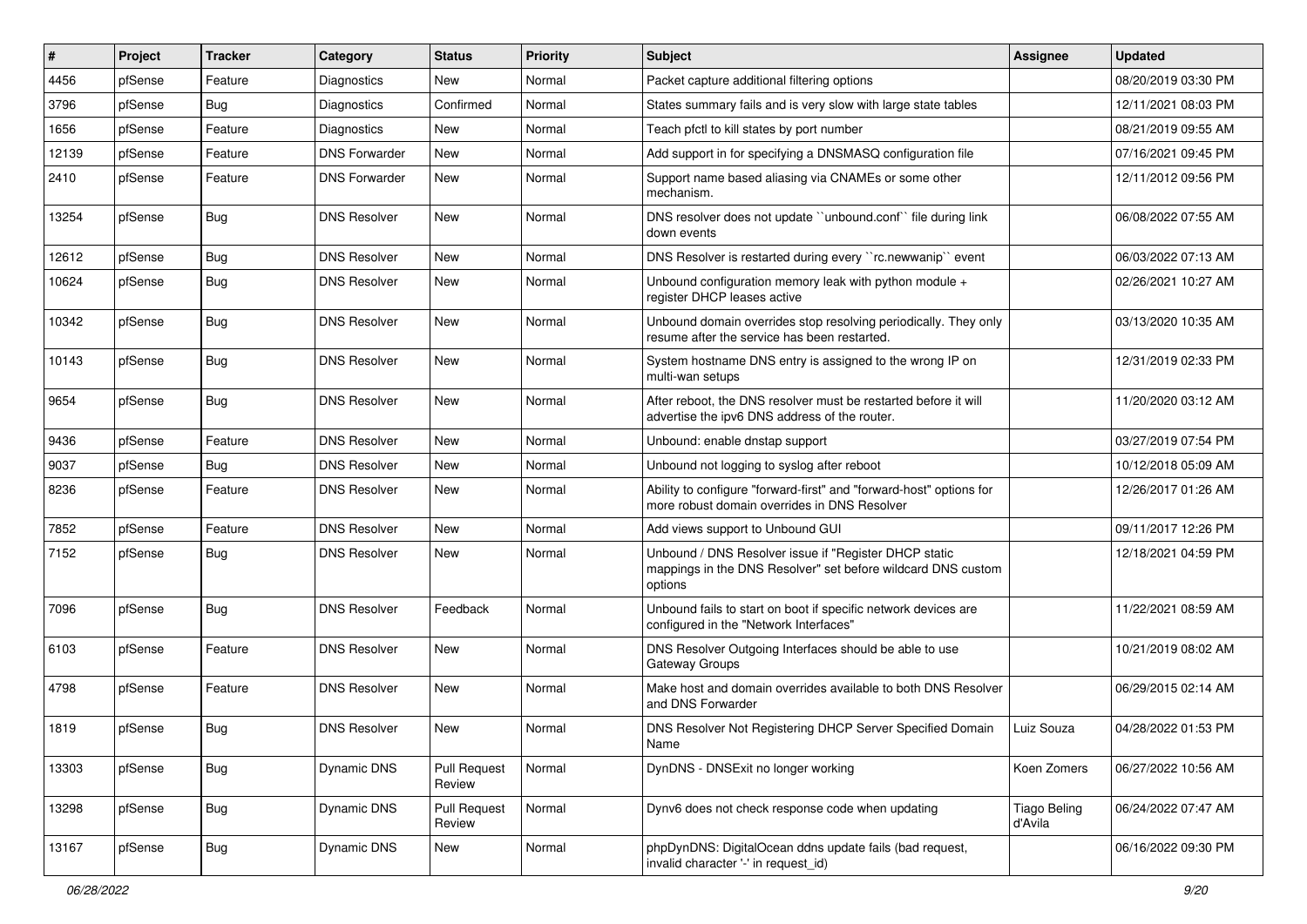| # | Project | Tracker | Category | Status | Priority | Subject | Assignee | Updated |
|---|---|---|---|---|---|---|---|---|
| 4456 | pfSense | Feature | Diagnostics | New | Normal | Packet capture additional filtering options | | 08/20/2019 03:30 PM |
| 3796 | pfSense | Bug | Diagnostics | Confirmed | Normal | States summary fails and is very slow with large state tables | | 12/11/2021 08:03 PM |
| 1656 | pfSense | Feature | Diagnostics | New | Normal | Teach pfctl to kill states by port number | | 08/21/2019 09:55 AM |
| 12139 | pfSense | Feature | DNS Forwarder | New | Normal | Add support in for specifying a DNSMASQ configuration file | | 07/16/2021 09:45 PM |
| 2410 | pfSense | Feature | DNS Forwarder | New | Normal | Support name based aliasing via CNAMEs or some other mechanism. | | 12/11/2012 09:56 PM |
| 13254 | pfSense | Bug | DNS Resolver | New | Normal | DNS resolver does not update ``unbound.conf`` file during link down events | | 06/08/2022 07:55 AM |
| 12612 | pfSense | Bug | DNS Resolver | New | Normal | DNS Resolver is restarted during every ``rc.newwanip`` event | | 06/03/2022 07:13 AM |
| 10624 | pfSense | Bug | DNS Resolver | New | Normal | Unbound configuration memory leak with python module + register DHCP leases active | | 02/26/2021 10:27 AM |
| 10342 | pfSense | Bug | DNS Resolver | New | Normal | Unbound domain overrides stop resolving periodically. They only resume after the service has been restarted. | | 03/13/2020 10:35 AM |
| 10143 | pfSense | Bug | DNS Resolver | New | Normal | System hostname DNS entry is assigned to the wrong IP on multi-wan setups | | 12/31/2019 02:33 PM |
| 9654 | pfSense | Bug | DNS Resolver | New | Normal | After reboot, the DNS resolver must be restarted before it will advertise the ipv6 DNS address of the router. | | 11/20/2020 03:12 AM |
| 9436 | pfSense | Feature | DNS Resolver | New | Normal | Unbound: enable dnstap support | | 03/27/2019 07:54 PM |
| 9037 | pfSense | Bug | DNS Resolver | New | Normal | Unbound not logging to syslog after reboot | | 10/12/2018 05:09 AM |
| 8236 | pfSense | Feature | DNS Resolver | New | Normal | Ability to configure "forward-first" and "forward-host" options for more robust domain overrides in DNS Resolver | | 12/26/2017 01:26 AM |
| 7852 | pfSense | Feature | DNS Resolver | New | Normal | Add views support to Unbound GUI | | 09/11/2017 12:26 PM |
| 7152 | pfSense | Bug | DNS Resolver | New | Normal | Unbound / DNS Resolver issue if "Register DHCP static mappings in the DNS Resolver" set before wildcard DNS custom options | | 12/18/2021 04:59 PM |
| 7096 | pfSense | Bug | DNS Resolver | Feedback | Normal | Unbound fails to start on boot if specific network devices are configured in the "Network Interfaces" | | 11/22/2021 08:59 AM |
| 6103 | pfSense | Feature | DNS Resolver | New | Normal | DNS Resolver Outgoing Interfaces should be able to use Gateway Groups | | 10/21/2019 08:02 AM |
| 4798 | pfSense | Feature | DNS Resolver | New | Normal | Make host and domain overrides available to both DNS Resolver and DNS Forwarder | | 06/29/2015 02:14 AM |
| 1819 | pfSense | Bug | DNS Resolver | New | Normal | DNS Resolver Not Registering DHCP Server Specified Domain Name | Luiz Souza | 04/28/2022 01:53 PM |
| 13303 | pfSense | Bug | Dynamic DNS | Pull Request Review | Normal | DynDNS - DNSExit no longer working | Koen Zomers | 06/27/2022 10:56 AM |
| 13298 | pfSense | Bug | Dynamic DNS | Pull Request Review | Normal | Dynv6 does not check response code when updating | Tiago Beling d'Avila | 06/24/2022 07:47 AM |
| 13167 | pfSense | Bug | Dynamic DNS | New | Normal | phpDynDNS: DigitalOcean ddns update fails (bad request, invalid character '-' in request_id) | | 06/16/2022 09:30 PM |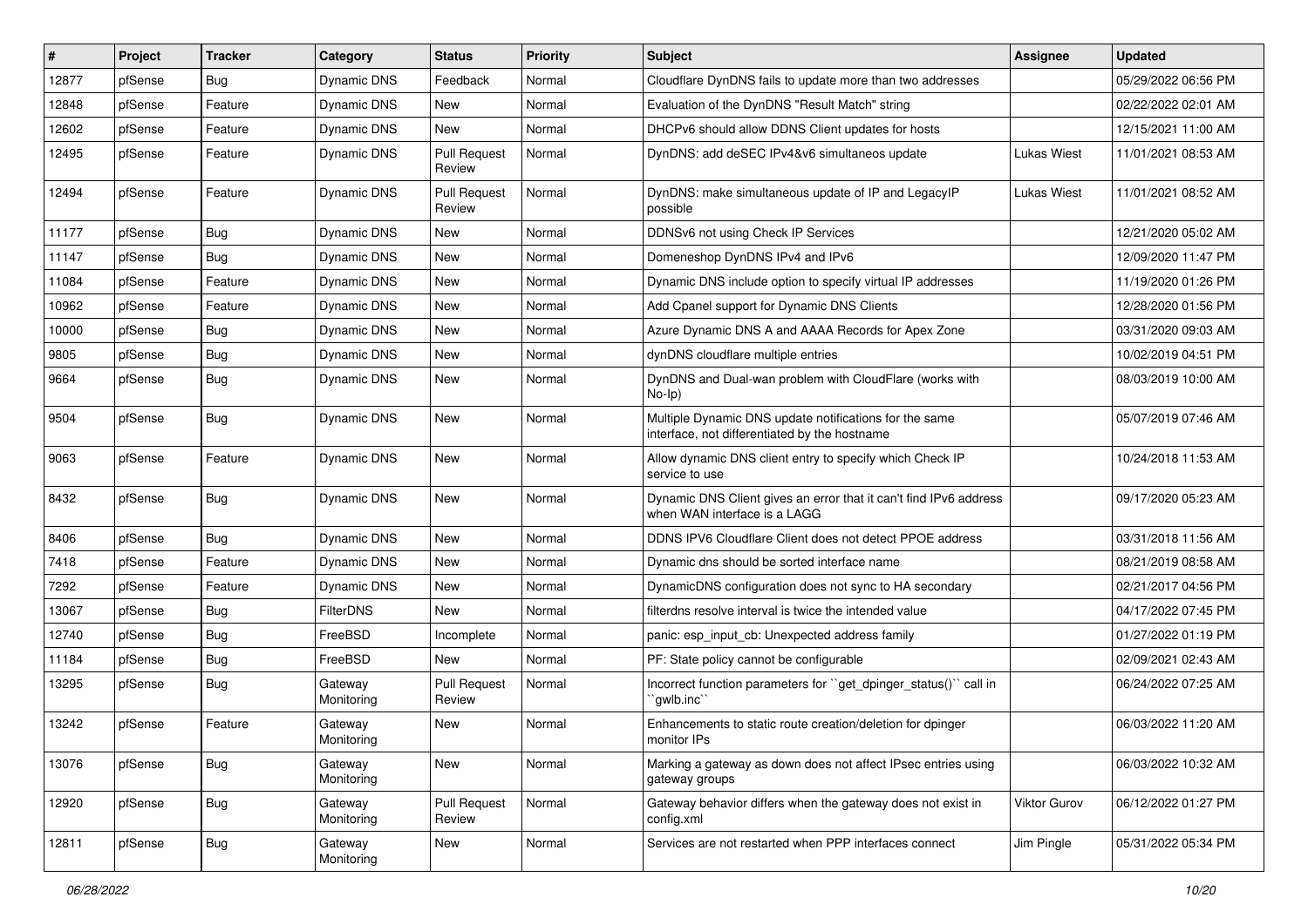| # | Project | Tracker | Category | Status | Priority | Subject | Assignee | Updated |
|---|---|---|---|---|---|---|---|---|
| 12877 | pfSense | Bug | Dynamic DNS | Feedback | Normal | Cloudflare DynDNS fails to update more than two addresses | | 05/29/2022 06:56 PM |
| 12848 | pfSense | Feature | Dynamic DNS | New | Normal | Evaluation of the DynDNS "Result Match" string | | 02/22/2022 02:01 AM |
| 12602 | pfSense | Feature | Dynamic DNS | New | Normal | DHCPv6 should allow DDNS Client updates for hosts | | 12/15/2021 11:00 AM |
| 12495 | pfSense | Feature | Dynamic DNS | Pull Request Review | Normal | DynDNS: add deSEC IPv4&v6 simultaneos update | Lukas Wiest | 11/01/2021 08:53 AM |
| 12494 | pfSense | Feature | Dynamic DNS | Pull Request Review | Normal | DynDNS: make simultaneous update of IP and LegacyIP possible | Lukas Wiest | 11/01/2021 08:52 AM |
| 11177 | pfSense | Bug | Dynamic DNS | New | Normal | DDNSv6 not using Check IP Services | | 12/21/2020 05:02 AM |
| 11147 | pfSense | Bug | Dynamic DNS | New | Normal | Domeneshop DynDNS IPv4 and IPv6 | | 12/09/2020 11:47 PM |
| 11084 | pfSense | Feature | Dynamic DNS | New | Normal | Dynamic DNS include option to specify virtual IP addresses | | 11/19/2020 01:26 PM |
| 10962 | pfSense | Feature | Dynamic DNS | New | Normal | Add Cpanel support for Dynamic DNS Clients | | 12/28/2020 01:56 PM |
| 10000 | pfSense | Bug | Dynamic DNS | New | Normal | Azure Dynamic DNS A and AAAA Records for Apex Zone | | 03/31/2020 09:03 AM |
| 9805 | pfSense | Bug | Dynamic DNS | New | Normal | dynDNS cloudflare multiple entries | | 10/02/2019 04:51 PM |
| 9664 | pfSense | Bug | Dynamic DNS | New | Normal | DynDNS and Dual-wan problem with CloudFlare (works with No-Ip) | | 08/03/2019 10:00 AM |
| 9504 | pfSense | Bug | Dynamic DNS | New | Normal | Multiple Dynamic DNS update notifications for the same interface, not differentiated by the hostname | | 05/07/2019 07:46 AM |
| 9063 | pfSense | Feature | Dynamic DNS | New | Normal | Allow dynamic DNS client entry to specify which Check IP service to use | | 10/24/2018 11:53 AM |
| 8432 | pfSense | Bug | Dynamic DNS | New | Normal | Dynamic DNS Client gives an error that it can't find IPv6 address when WAN interface is a LAGG | | 09/17/2020 05:23 AM |
| 8406 | pfSense | Bug | Dynamic DNS | New | Normal | DDNS IPV6 Cloudflare Client does not detect PPOE address | | 03/31/2018 11:56 AM |
| 7418 | pfSense | Feature | Dynamic DNS | New | Normal | Dynamic dns should be sorted interface name | | 08/21/2019 08:58 AM |
| 7292 | pfSense | Feature | Dynamic DNS | New | Normal | DynamicDNS configuration does not sync to HA secondary | | 02/21/2017 04:56 PM |
| 13067 | pfSense | Bug | FilterDNS | New | Normal | filterdns resolve interval is twice the intended value | | 04/17/2022 07:45 PM |
| 12740 | pfSense | Bug | FreeBSD | Incomplete | Normal | panic: esp_input_cb: Unexpected address family | | 01/27/2022 01:19 PM |
| 11184 | pfSense | Bug | FreeBSD | New | Normal | PF: State policy cannot be configurable | | 02/09/2021 02:43 AM |
| 13295 | pfSense | Bug | Gateway Monitoring | Pull Request Review | Normal | Incorrect function parameters for ``get_dpinger_status()`` call in ``gwlb.inc`` | | 06/24/2022 07:25 AM |
| 13242 | pfSense | Feature | Gateway Monitoring | New | Normal | Enhancements to static route creation/deletion for dpinger monitor IPs | | 06/03/2022 11:20 AM |
| 13076 | pfSense | Bug | Gateway Monitoring | New | Normal | Marking a gateway as down does not affect IPsec entries using gateway groups | | 06/03/2022 10:32 AM |
| 12920 | pfSense | Bug | Gateway Monitoring | Pull Request Review | Normal | Gateway behavior differs when the gateway does not exist in config.xml | Viktor Gurov | 06/12/2022 01:27 PM |
| 12811 | pfSense | Bug | Gateway Monitoring | New | Normal | Services are not restarted when PPP interfaces connect | Jim Pingle | 05/31/2022 05:34 PM |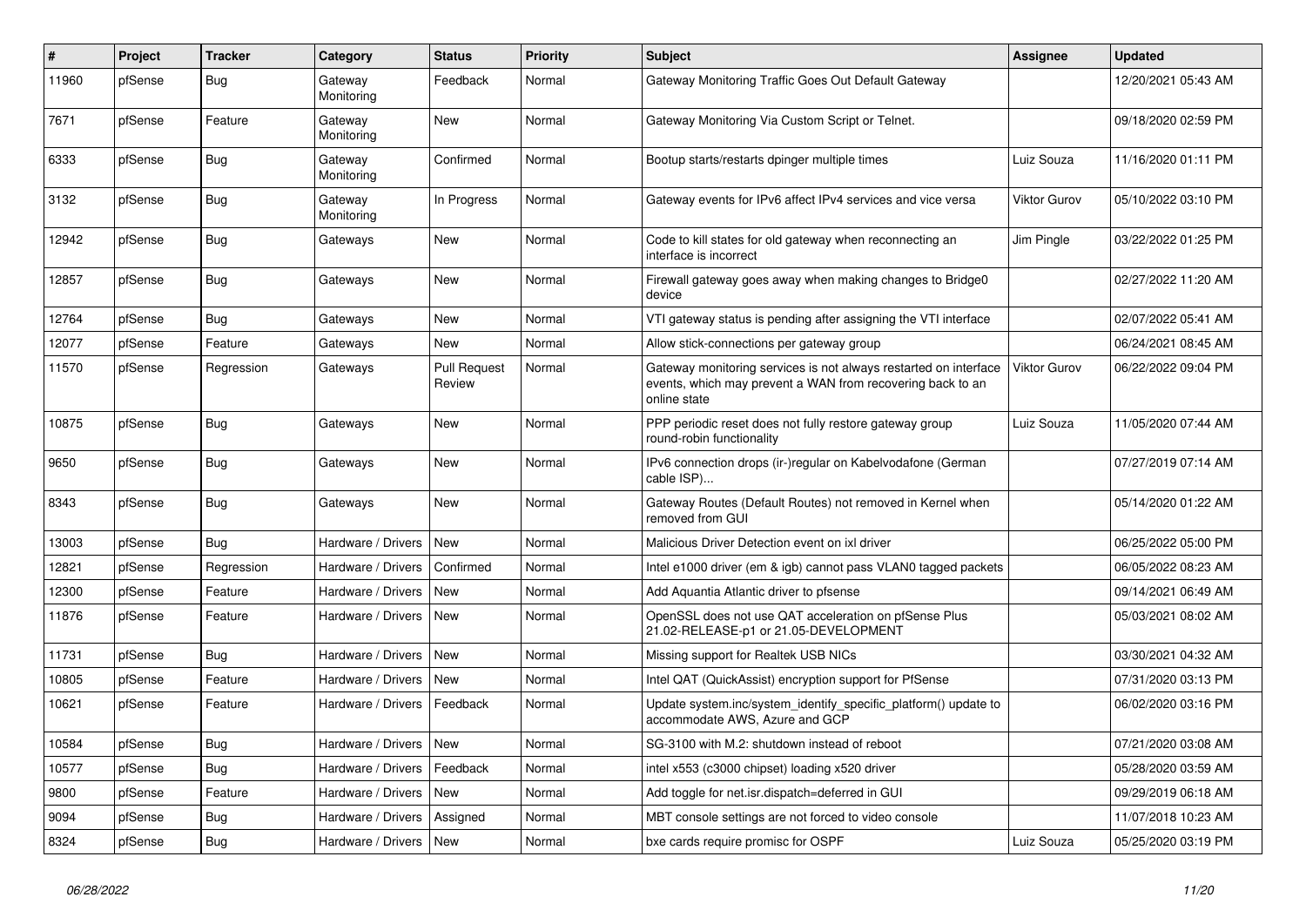| # | Project | Tracker | Category | Status | Priority | Subject | Assignee | Updated |
|---|---|---|---|---|---|---|---|---|
| 11960 | pfSense | Bug | Gateway Monitoring | Feedback | Normal | Gateway Monitoring Traffic Goes Out Default Gateway | | 12/20/2021 05:43 AM |
| 7671 | pfSense | Feature | Gateway Monitoring | New | Normal | Gateway Monitoring Via Custom Script or Telnet. | | 09/18/2020 02:59 PM |
| 6333 | pfSense | Bug | Gateway Monitoring | Confirmed | Normal | Bootup starts/restarts dpinger multiple times | Luiz Souza | 11/16/2020 01:11 PM |
| 3132 | pfSense | Bug | Gateway Monitoring | In Progress | Normal | Gateway events for IPv6 affect IPv4 services and vice versa | Viktor Gurov | 05/10/2022 03:10 PM |
| 12942 | pfSense | Bug | Gateways | New | Normal | Code to kill states for old gateway when reconnecting an interface is incorrect | Jim Pingle | 03/22/2022 01:25 PM |
| 12857 | pfSense | Bug | Gateways | New | Normal | Firewall gateway goes away when making changes to Bridge0 device | | 02/27/2022 11:20 AM |
| 12764 | pfSense | Bug | Gateways | New | Normal | VTI gateway status is pending after assigning the VTI interface | | 02/07/2022 05:41 AM |
| 12077 | pfSense | Feature | Gateways | New | Normal | Allow stick-connections per gateway group | | 06/24/2021 08:45 AM |
| 11570 | pfSense | Regression | Gateways | Pull Request Review | Normal | Gateway monitoring services is not always restarted on interface events, which may prevent a WAN from recovering back to an online state | Viktor Gurov | 06/22/2022 09:04 PM |
| 10875 | pfSense | Bug | Gateways | New | Normal | PPP periodic reset does not fully restore gateway group round-robin functionality | Luiz Souza | 11/05/2020 07:44 AM |
| 9650 | pfSense | Bug | Gateways | New | Normal | IPv6 connection drops (ir-)regular on Kabelvodafone (German cable ISP)... | | 07/27/2019 07:14 AM |
| 8343 | pfSense | Bug | Gateways | New | Normal | Gateway Routes (Default Routes) not removed in Kernel when removed from GUI | | 05/14/2020 01:22 AM |
| 13003 | pfSense | Bug | Hardware / Drivers | New | Normal | Malicious Driver Detection event on ixl driver | | 06/25/2022 05:00 PM |
| 12821 | pfSense | Regression | Hardware / Drivers | Confirmed | Normal | Intel e1000 driver (em & igb) cannot pass VLAN0 tagged packets | | 06/05/2022 08:23 AM |
| 12300 | pfSense | Feature | Hardware / Drivers | New | Normal | Add Aquantia Atlantic driver to pfsense | | 09/14/2021 06:49 AM |
| 11876 | pfSense | Feature | Hardware / Drivers | New | Normal | OpenSSL does not use QAT acceleration on pfSense Plus 21.02-RELEASE-p1 or 21.05-DEVELOPMENT | | 05/03/2021 08:02 AM |
| 11731 | pfSense | Bug | Hardware / Drivers | New | Normal | Missing support for Realtek USB NICs | | 03/30/2021 04:32 AM |
| 10805 | pfSense | Feature | Hardware / Drivers | New | Normal | Intel QAT (QuickAssist) encryption support for PfSense | | 07/31/2020 03:13 PM |
| 10621 | pfSense | Feature | Hardware / Drivers | Feedback | Normal | Update system.inc/system_identify_specific_platform() update to accommodate AWS, Azure and GCP | | 06/02/2020 03:16 PM |
| 10584 | pfSense | Bug | Hardware / Drivers | New | Normal | SG-3100 with M.2: shutdown instead of reboot | | 07/21/2020 03:08 AM |
| 10577 | pfSense | Bug | Hardware / Drivers | Feedback | Normal | intel x553 (c3000 chipset) loading x520 driver | | 05/28/2020 03:59 AM |
| 9800 | pfSense | Feature | Hardware / Drivers | New | Normal | Add toggle for net.isr.dispatch=deferred in GUI | | 09/29/2019 06:18 AM |
| 9094 | pfSense | Bug | Hardware / Drivers | Assigned | Normal | MBT console settings are not forced to video console | | 11/07/2018 10:23 AM |
| 8324 | pfSense | Bug | Hardware / Drivers | New | Normal | bxe cards require promisc for OSPF | Luiz Souza | 05/25/2020 03:19 PM |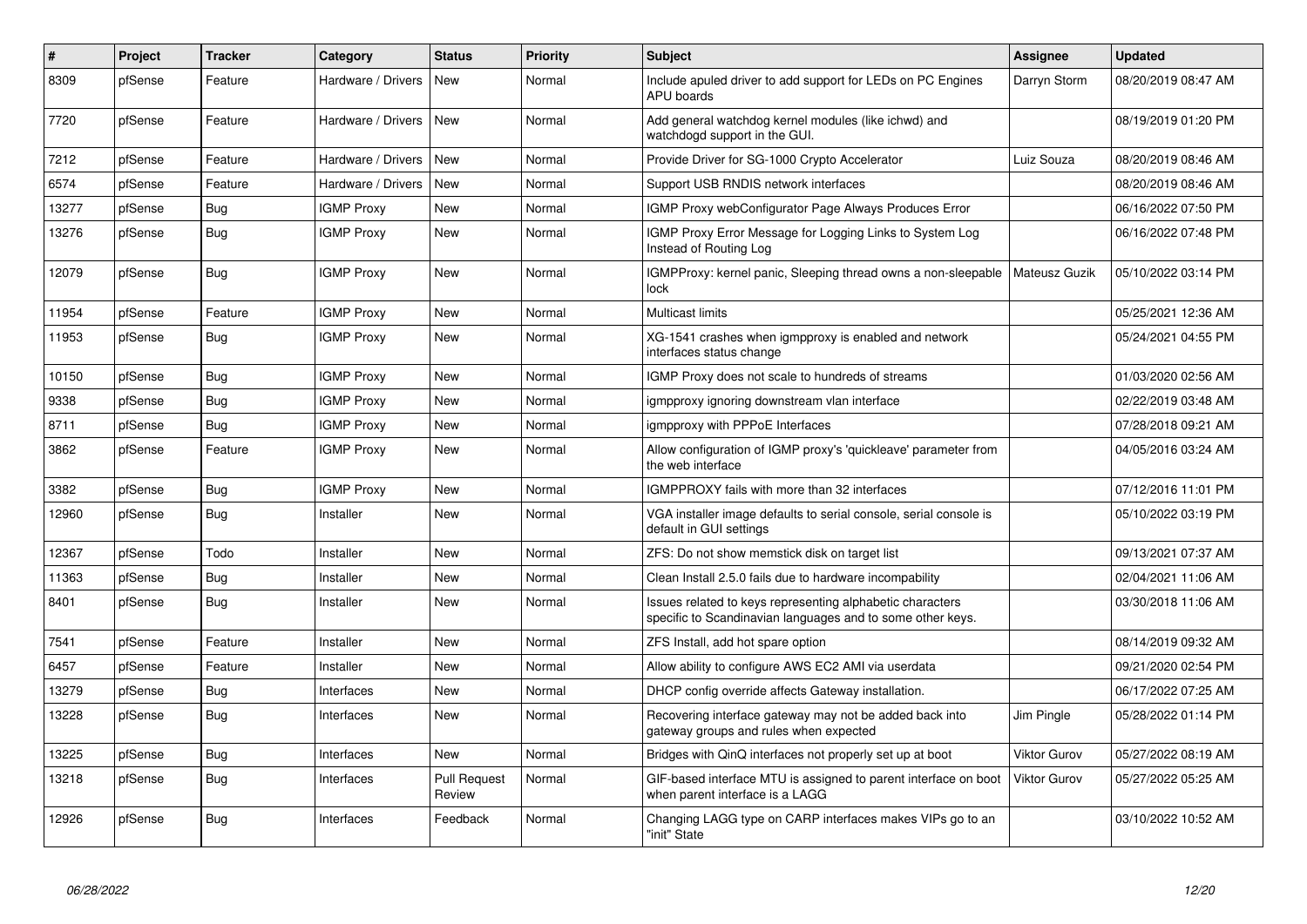| # | Project | Tracker | Category | Status | Priority | Subject | Assignee | Updated |
|---|---|---|---|---|---|---|---|---|
| 8309 | pfSense | Feature | Hardware / Drivers | New | Normal | Include apuled driver to add support for LEDs on PC Engines APU boards | Darryn Storm | 08/20/2019 08:47 AM |
| 7720 | pfSense | Feature | Hardware / Drivers | New | Normal | Add general watchdog kernel modules (like ichwd) and watchdogd support in the GUI. | | 08/19/2019 01:20 PM |
| 7212 | pfSense | Feature | Hardware / Drivers | New | Normal | Provide Driver for SG-1000 Crypto Accelerator | Luiz Souza | 08/20/2019 08:46 AM |
| 6574 | pfSense | Feature | Hardware / Drivers | New | Normal | Support USB RNDIS network interfaces | | 08/20/2019 08:46 AM |
| 13277 | pfSense | Bug | IGMP Proxy | New | Normal | IGMP Proxy webConfigurator Page Always Produces Error | | 06/16/2022 07:50 PM |
| 13276 | pfSense | Bug | IGMP Proxy | New | Normal | IGMP Proxy Error Message for Logging Links to System Log Instead of Routing Log | | 06/16/2022 07:48 PM |
| 12079 | pfSense | Bug | IGMP Proxy | New | Normal | IGMPProxy: kernel panic, Sleeping thread owns a non-sleepable lock | Mateusz Guzik | 05/10/2022 03:14 PM |
| 11954 | pfSense | Feature | IGMP Proxy | New | Normal | Multicast limits | | 05/25/2021 12:36 AM |
| 11953 | pfSense | Bug | IGMP Proxy | New | Normal | XG-1541 crashes when igmpproxy is enabled and network interfaces status change | | 05/24/2021 04:55 PM |
| 10150 | pfSense | Bug | IGMP Proxy | New | Normal | IGMP Proxy does not scale to hundreds of streams | | 01/03/2020 02:56 AM |
| 9338 | pfSense | Bug | IGMP Proxy | New | Normal | igmpproxy ignoring downstream vlan interface | | 02/22/2019 03:48 AM |
| 8711 | pfSense | Bug | IGMP Proxy | New | Normal | igmpproxy with PPPoE Interfaces | | 07/28/2018 09:21 AM |
| 3862 | pfSense | Feature | IGMP Proxy | New | Normal | Allow configuration of IGMP proxy's 'quickleave' parameter from the web interface | | 04/05/2016 03:24 AM |
| 3382 | pfSense | Bug | IGMP Proxy | New | Normal | IGMPPROXY fails with more than 32 interfaces | | 07/12/2016 11:01 PM |
| 12960 | pfSense | Bug | Installer | New | Normal | VGA installer image defaults to serial console, serial console is default in GUI settings | | 05/10/2022 03:19 PM |
| 12367 | pfSense | Todo | Installer | New | Normal | ZFS: Do not show memstick disk on target list | | 09/13/2021 07:37 AM |
| 11363 | pfSense | Bug | Installer | New | Normal | Clean Install 2.5.0 fails due to hardware incompability | | 02/04/2021 11:06 AM |
| 8401 | pfSense | Bug | Installer | New | Normal | Issues related to keys representing alphabetic characters specific to Scandinavian languages and to some other keys. | | 03/30/2018 11:06 AM |
| 7541 | pfSense | Feature | Installer | New | Normal | ZFS Install, add hot spare option | | 08/14/2019 09:32 AM |
| 6457 | pfSense | Feature | Installer | New | Normal | Allow ability to configure AWS EC2 AMI via userdata | | 09/21/2020 02:54 PM |
| 13279 | pfSense | Bug | Interfaces | New | Normal | DHCP config override affects Gateway installation. | | 06/17/2022 07:25 AM |
| 13228 | pfSense | Bug | Interfaces | New | Normal | Recovering interface gateway may not be added back into gateway groups and rules when expected | Jim Pingle | 05/28/2022 01:14 PM |
| 13225 | pfSense | Bug | Interfaces | New | Normal | Bridges with QinQ interfaces not properly set up at boot | Viktor Gurov | 05/27/2022 08:19 AM |
| 13218 | pfSense | Bug | Interfaces | Pull Request Review | Normal | GIF-based interface MTU is assigned to parent interface on boot when parent interface is a LAGG | Viktor Gurov | 05/27/2022 05:25 AM |
| 12926 | pfSense | Bug | Interfaces | Feedback | Normal | Changing LAGG type on CARP interfaces makes VIPs go to an "init" State | | 03/10/2022 10:52 AM |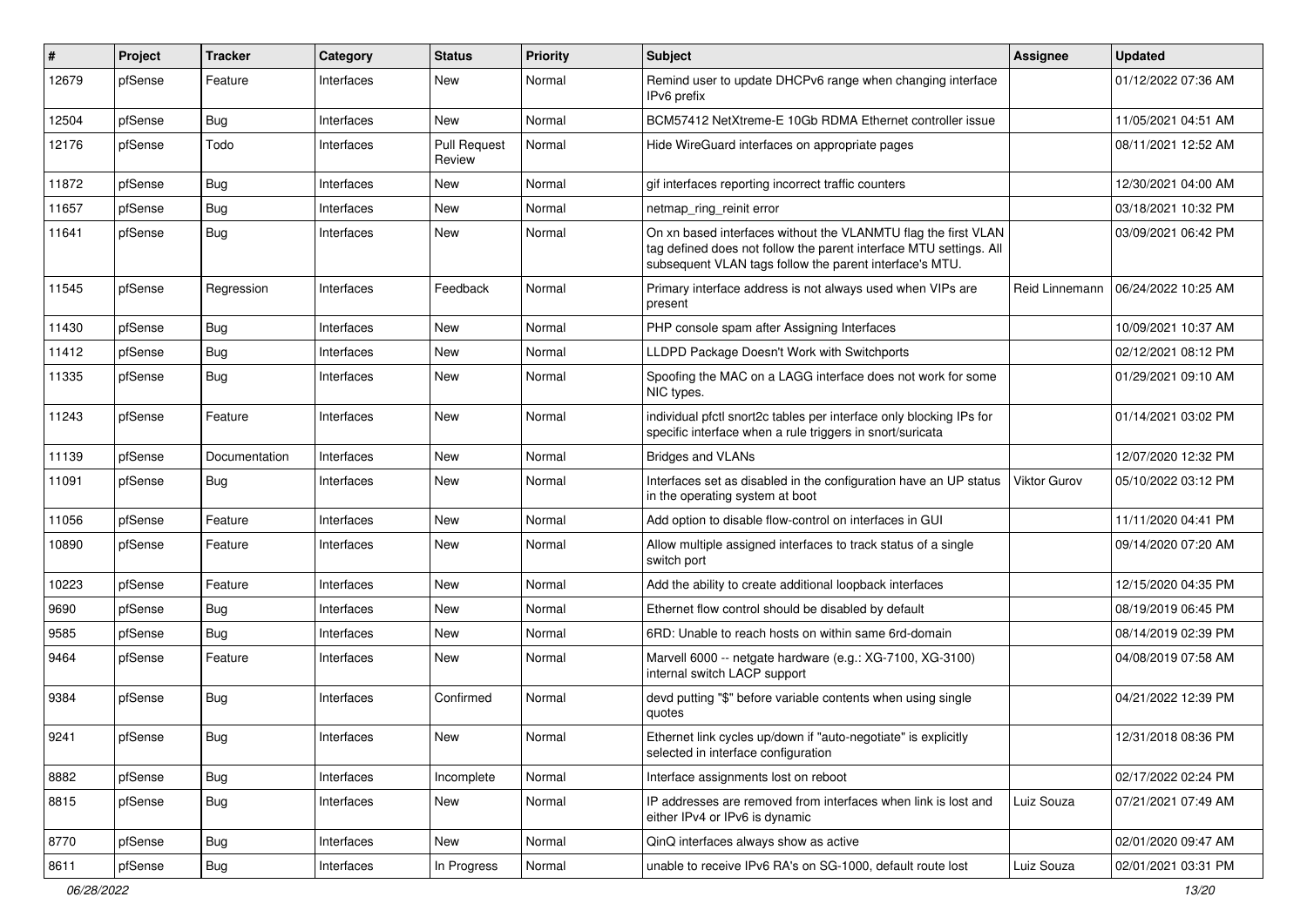| # | Project | Tracker | Category | Status | Priority | Subject | Assignee | Updated |
|---|---|---|---|---|---|---|---|---|
| 12679 | pfSense | Feature | Interfaces | New | Normal | Remind user to update DHCPv6 range when changing interface IPv6 prefix | | 01/12/2022 07:36 AM |
| 12504 | pfSense | Bug | Interfaces | New | Normal | BCM57412 NetXtreme-E 10Gb RDMA Ethernet controller issue | | 11/05/2021 04:51 AM |
| 12176 | pfSense | Todo | Interfaces | Pull Request Review | Normal | Hide WireGuard interfaces on appropriate pages | | 08/11/2021 12:52 AM |
| 11872 | pfSense | Bug | Interfaces | New | Normal | gif interfaces reporting incorrect traffic counters | | 12/30/2021 04:00 AM |
| 11657 | pfSense | Bug | Interfaces | New | Normal | netmap_ring_reinit error | | 03/18/2021 10:32 PM |
| 11641 | pfSense | Bug | Interfaces | New | Normal | On xn based interfaces without the VLANMTU flag the first VLAN tag defined does not follow the parent interface MTU settings. All subsequent VLAN tags follow the parent interface's MTU. | | 03/09/2021 06:42 PM |
| 11545 | pfSense | Regression | Interfaces | Feedback | Normal | Primary interface address is not always used when VIPs are present | Reid Linnemann | 06/24/2022 10:25 AM |
| 11430 | pfSense | Bug | Interfaces | New | Normal | PHP console spam after Assigning Interfaces | | 10/09/2021 10:37 AM |
| 11412 | pfSense | Bug | Interfaces | New | Normal | LLDPD Package Doesn't Work with Switchports | | 02/12/2021 08:12 PM |
| 11335 | pfSense | Bug | Interfaces | New | Normal | Spoofing the MAC on a LAGG interface does not work for some NIC types. | | 01/29/2021 09:10 AM |
| 11243 | pfSense | Feature | Interfaces | New | Normal | individual pfctl snort2c tables per interface only blocking IPs for specific interface when a rule triggers in snort/suricata | | 01/14/2021 03:02 PM |
| 11139 | pfSense | Documentation | Interfaces | New | Normal | Bridges and VLANs | | 12/07/2020 12:32 PM |
| 11091 | pfSense | Bug | Interfaces | New | Normal | Interfaces set as disabled in the configuration have an UP status in the operating system at boot | Viktor Gurov | 05/10/2022 03:12 PM |
| 11056 | pfSense | Feature | Interfaces | New | Normal | Add option to disable flow-control on interfaces in GUI | | 11/11/2020 04:41 PM |
| 10890 | pfSense | Feature | Interfaces | New | Normal | Allow multiple assigned interfaces to track status of a single switch port | | 09/14/2020 07:20 AM |
| 10223 | pfSense | Feature | Interfaces | New | Normal | Add the ability to create additional loopback interfaces | | 12/15/2020 04:35 PM |
| 9690 | pfSense | Bug | Interfaces | New | Normal | Ethernet flow control should be disabled by default | | 08/19/2019 06:45 PM |
| 9585 | pfSense | Bug | Interfaces | New | Normal | 6RD: Unable to reach hosts on within same 6rd-domain | | 08/14/2019 02:39 PM |
| 9464 | pfSense | Feature | Interfaces | New | Normal | Marvell 6000 -- netgate hardware (e.g.: XG-7100, XG-3100) internal switch LACP support | | 04/08/2019 07:58 AM |
| 9384 | pfSense | Bug | Interfaces | Confirmed | Normal | devd putting "$" before variable contents when using single quotes | | 04/21/2022 12:39 PM |
| 9241 | pfSense | Bug | Interfaces | New | Normal | Ethernet link cycles up/down if "auto-negotiate" is explicitly selected in interface configuration | | 12/31/2018 08:36 PM |
| 8882 | pfSense | Bug | Interfaces | Incomplete | Normal | Interface assignments lost on reboot | | 02/17/2022 02:24 PM |
| 8815 | pfSense | Bug | Interfaces | New | Normal | IP addresses are removed from interfaces when link is lost and either IPv4 or IPv6 is dynamic | Luiz Souza | 07/21/2021 07:49 AM |
| 8770 | pfSense | Bug | Interfaces | New | Normal | QinQ interfaces always show as active | | 02/01/2020 09:47 AM |
| 8611 | pfSense | Bug | Interfaces | In Progress | Normal | unable to receive IPv6 RA's on SG-1000, default route lost | Luiz Souza | 02/01/2021 03:31 PM |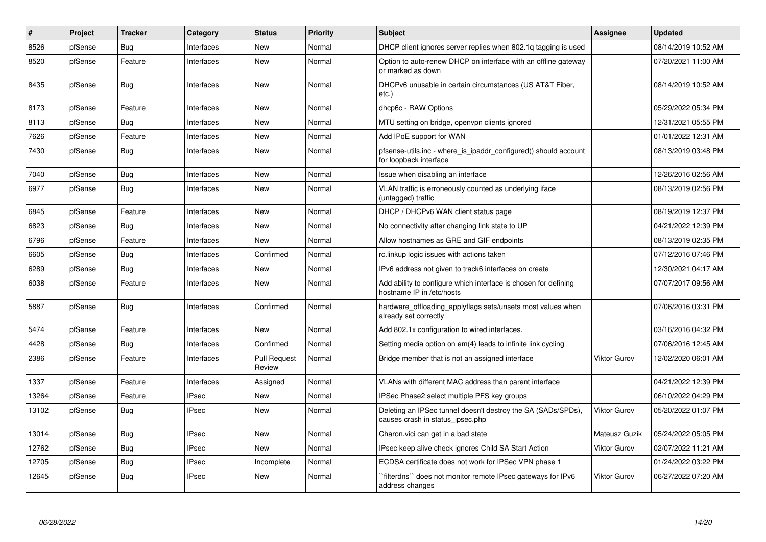| # | Project | Tracker | Category | Status | Priority | Subject | Assignee | Updated |
|---|---|---|---|---|---|---|---|---|
| 8526 | pfSense | Bug | Interfaces | New | Normal | DHCP client ignores server replies when 802.1q tagging is used | | 08/14/2019 10:52 AM |
| 8520 | pfSense | Feature | Interfaces | New | Normal | Option to auto-renew DHCP on interface with an offline gateway or marked as down | | 07/20/2021 11:00 AM |
| 8435 | pfSense | Bug | Interfaces | New | Normal | DHCPv6 unusable in certain circumstances (US AT&T Fiber, etc.) | | 08/14/2019 10:52 AM |
| 8173 | pfSense | Feature | Interfaces | New | Normal | dhcp6c - RAW Options | | 05/29/2022 05:34 PM |
| 8113 | pfSense | Bug | Interfaces | New | Normal | MTU setting on bridge, openvpn clients ignored | | 12/31/2021 05:55 PM |
| 7626 | pfSense | Feature | Interfaces | New | Normal | Add IPoE support for WAN | | 01/01/2022 12:31 AM |
| 7430 | pfSense | Bug | Interfaces | New | Normal | pfsense-utils.inc - where_is_ipaddr_configured() should account for loopback interface | | 08/13/2019 03:48 PM |
| 7040 | pfSense | Bug | Interfaces | New | Normal | Issue when disabling an interface | | 12/26/2016 02:56 AM |
| 6977 | pfSense | Bug | Interfaces | New | Normal | VLAN traffic is erroneously counted as underlying iface (untagged) traffic | | 08/13/2019 02:56 PM |
| 6845 | pfSense | Feature | Interfaces | New | Normal | DHCP / DHCPv6 WAN client status page | | 08/19/2019 12:37 PM |
| 6823 | pfSense | Bug | Interfaces | New | Normal | No connectivity after changing link state to UP | | 04/21/2022 12:39 PM |
| 6796 | pfSense | Feature | Interfaces | New | Normal | Allow hostnames as GRE and GIF endpoints | | 08/13/2019 02:35 PM |
| 6605 | pfSense | Bug | Interfaces | Confirmed | Normal | rc.linkup logic issues with actions taken | | 07/12/2016 07:46 PM |
| 6289 | pfSense | Bug | Interfaces | New | Normal | IPv6 address not given to track6 interfaces on create | | 12/30/2021 04:17 AM |
| 6038 | pfSense | Feature | Interfaces | New | Normal | Add ability to configure which interface is chosen for defining hostname IP in /etc/hosts | | 07/07/2017 09:56 AM |
| 5887 | pfSense | Bug | Interfaces | Confirmed | Normal | hardware_offloading_applyflags sets/unsets most values when already set correctly | | 07/06/2016 03:31 PM |
| 5474 | pfSense | Feature | Interfaces | New | Normal | Add 802.1x configuration to wired interfaces. | | 03/16/2016 04:32 PM |
| 4428 | pfSense | Bug | Interfaces | Confirmed | Normal | Setting media option on em(4) leads to infinite link cycling | | 07/06/2016 12:45 AM |
| 2386 | pfSense | Feature | Interfaces | Pull Request Review | Normal | Bridge member that is not an assigned interface | Viktor Gurov | 12/02/2020 06:01 AM |
| 1337 | pfSense | Feature | Interfaces | Assigned | Normal | VLANs with different MAC address than parent interface | | 04/21/2022 12:39 PM |
| 13264 | pfSense | Feature | IPsec | New | Normal | IPSec Phase2 select multiple PFS key groups | | 06/10/2022 04:29 PM |
| 13102 | pfSense | Bug | IPsec | New | Normal | Deleting an IPSec tunnel doesn't destroy the SA (SADs/SPDs), causes crash in status_ipsec.php | Viktor Gurov | 05/20/2022 01:07 PM |
| 13014 | pfSense | Bug | IPsec | New | Normal | Charon.vici can get in a bad state | Mateusz Guzik | 05/24/2022 05:05 PM |
| 12762 | pfSense | Bug | IPsec | New | Normal | IPsec keep alive check ignores Child SA Start Action | Viktor Gurov | 02/07/2022 11:21 AM |
| 12705 | pfSense | Bug | IPsec | Incomplete | Normal | ECDSA certificate does not work for IPSec VPN phase 1 | | 01/24/2022 03:22 PM |
| 12645 | pfSense | Bug | IPsec | New | Normal | ``filterdns`` does not monitor remote IPsec gateways for IPv6 address changes | Viktor Gurov | 06/27/2022 07:20 AM |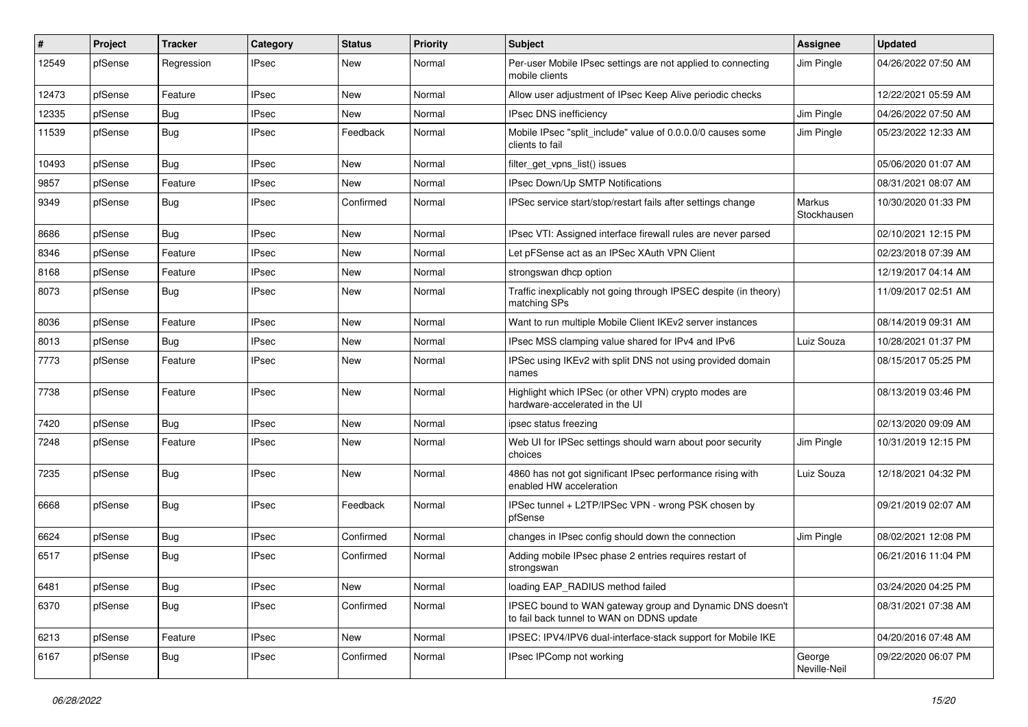| # | Project | Tracker | Category | Status | Priority | Subject | Assignee | Updated |
|---|---|---|---|---|---|---|---|---|
| 12549 | pfSense | Regression | IPsec | New | Normal | Per-user Mobile IPsec settings are not applied to connecting mobile clients | Jim Pingle | 04/26/2022 07:50 AM |
| 12473 | pfSense | Feature | IPsec | New | Normal | Allow user adjustment of IPsec Keep Alive periodic checks | | 12/22/2021 05:59 AM |
| 12335 | pfSense | Bug | IPsec | New | Normal | IPsec DNS inefficiency | Jim Pingle | 04/26/2022 07:50 AM |
| 11539 | pfSense | Bug | IPsec | Feedback | Normal | Mobile IPsec "split_include" value of 0.0.0.0/0 causes some clients to fail | Jim Pingle | 05/23/2022 12:33 AM |
| 10493 | pfSense | Bug | IPsec | New | Normal | filter_get_vpns_list() issues | | 05/06/2020 01:07 AM |
| 9857 | pfSense | Feature | IPsec | New | Normal | IPsec Down/Up SMTP Notifications | | 08/31/2021 08:07 AM |
| 9349 | pfSense | Bug | IPsec | Confirmed | Normal | IPSec service start/stop/restart fails after settings change | Markus Stockhausen | 10/30/2020 01:33 PM |
| 8686 | pfSense | Bug | IPsec | New | Normal | IPsec VTI: Assigned interface firewall rules are never parsed | | 02/10/2021 12:15 PM |
| 8346 | pfSense | Feature | IPsec | New | Normal | Let pFSense act as an IPSec XAuth VPN Client | | 02/23/2018 07:39 AM |
| 8168 | pfSense | Feature | IPsec | New | Normal | strongswan dhcp option | | 12/19/2017 04:14 AM |
| 8073 | pfSense | Bug | IPsec | New | Normal | Traffic inexplicably not going through IPSEC despite (in theory) matching SPs | | 11/09/2017 02:51 AM |
| 8036 | pfSense | Feature | IPsec | New | Normal | Want to run multiple Mobile Client IKEv2 server instances | | 08/14/2019 09:31 AM |
| 8013 | pfSense | Bug | IPsec | New | Normal | IPsec MSS clamping value shared for IPv4 and IPv6 | Luiz Souza | 10/28/2021 01:37 PM |
| 7773 | pfSense | Feature | IPsec | New | Normal | IPSec using IKEv2 with split DNS not using provided domain names | | 08/15/2017 05:25 PM |
| 7738 | pfSense | Feature | IPsec | New | Normal | Highlight which IPSec (or other VPN) crypto modes are hardware-accelerated in the UI | | 08/13/2019 03:46 PM |
| 7420 | pfSense | Bug | IPsec | New | Normal | ipsec status freezing | | 02/13/2020 09:09 AM |
| 7248 | pfSense | Feature | IPsec | New | Normal | Web UI for IPSec settings should warn about poor security choices | Jim Pingle | 10/31/2019 12:15 PM |
| 7235 | pfSense | Bug | IPsec | New | Normal | 4860 has not got significant IPsec performance rising with enabled HW acceleration | Luiz Souza | 12/18/2021 04:32 PM |
| 6668 | pfSense | Bug | IPsec | Feedback | Normal | IPSec tunnel + L2TP/IPSec VPN - wrong PSK chosen by pfSense | | 09/21/2019 02:07 AM |
| 6624 | pfSense | Bug | IPsec | Confirmed | Normal | changes in IPsec config should down the connection | Jim Pingle | 08/02/2021 12:08 PM |
| 6517 | pfSense | Bug | IPsec | Confirmed | Normal | Adding mobile IPsec phase 2 entries requires restart of strongswan | | 06/21/2016 11:04 PM |
| 6481 | pfSense | Bug | IPsec | New | Normal | loading EAP_RADIUS method failed | | 03/24/2020 04:25 PM |
| 6370 | pfSense | Bug | IPsec | Confirmed | Normal | IPSEC bound to WAN gateway group and Dynamic DNS doesn't to fail back tunnel to WAN on DDNS update | | 08/31/2021 07:38 AM |
| 6213 | pfSense | Feature | IPsec | New | Normal | IPSEC: IPV4/IPV6 dual-interface-stack support for Mobile IKE | | 04/20/2016 07:48 AM |
| 6167 | pfSense | Bug | IPsec | Confirmed | Normal | IPsec IPComp not working | George Neville-Neil | 09/22/2020 06:07 PM |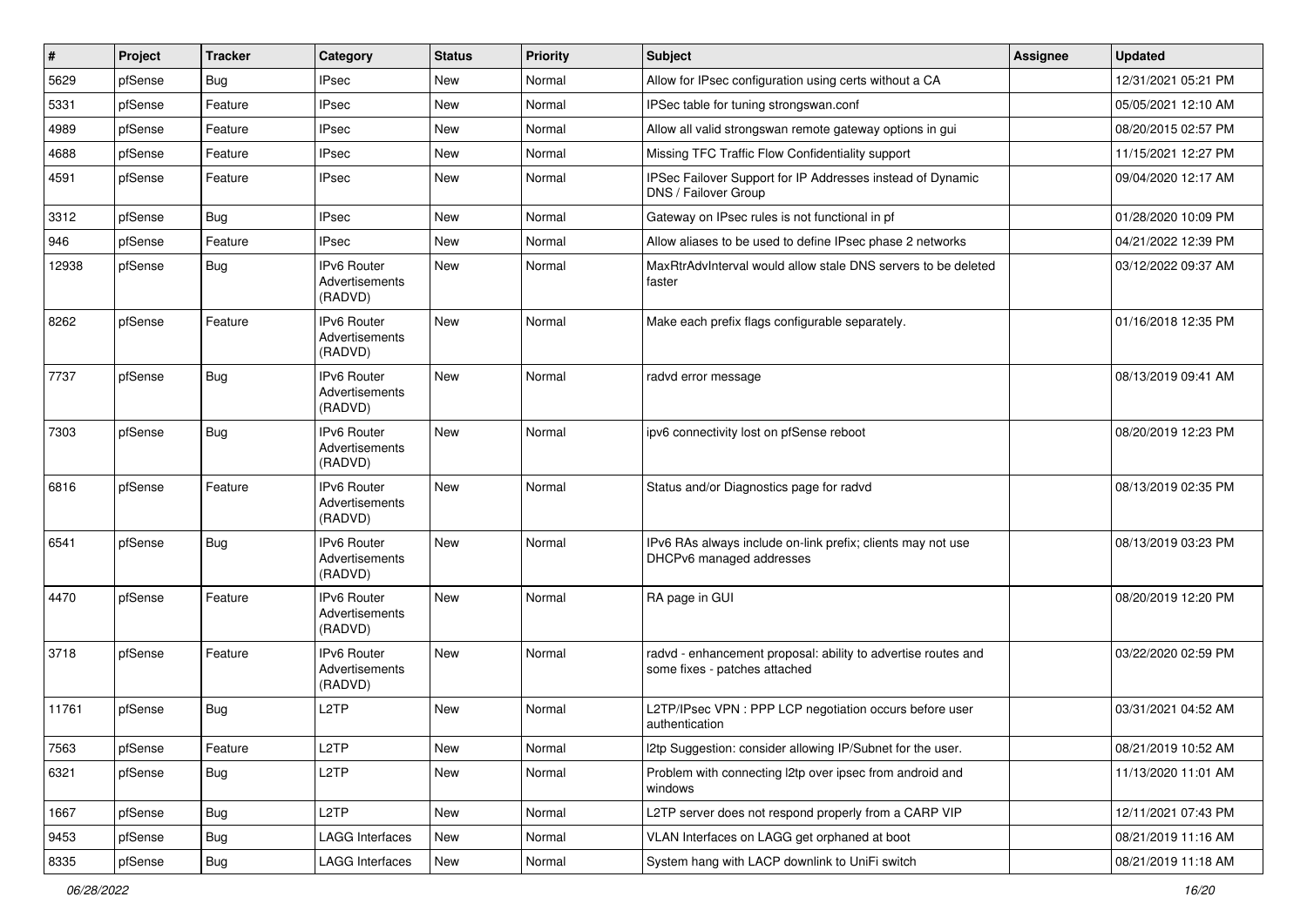| # | Project | Tracker | Category | Status | Priority | Subject | Assignee | Updated |
|---|---|---|---|---|---|---|---|---|
| 5629 | pfSense | Bug | IPsec | New | Normal | Allow for IPsec configuration using certs without a CA | | 12/31/2021 05:21 PM |
| 5331 | pfSense | Feature | IPsec | New | Normal | IPSec table for tuning strongswan.conf | | 05/05/2021 12:10 AM |
| 4989 | pfSense | Feature | IPsec | New | Normal | Allow all valid strongswan remote gateway options in gui | | 08/20/2015 02:57 PM |
| 4688 | pfSense | Feature | IPsec | New | Normal | Missing TFC Traffic Flow Confidentiality support | | 11/15/2021 12:27 PM |
| 4591 | pfSense | Feature | IPsec | New | Normal | IPSec Failover Support for IP Addresses instead of Dynamic DNS / Failover Group | | 09/04/2020 12:17 AM |
| 3312 | pfSense | Bug | IPsec | New | Normal | Gateway on IPsec rules is not functional in pf | | 01/28/2020 10:09 PM |
| 946 | pfSense | Feature | IPsec | New | Normal | Allow aliases to be used to define IPsec phase 2 networks | | 04/21/2022 12:39 PM |
| 12938 | pfSense | Bug | IPv6 Router Advertisements (RADVD) | New | Normal | MaxRtrAdvInterval would allow stale DNS servers to be deleted faster | | 03/12/2022 09:37 AM |
| 8262 | pfSense | Feature | IPv6 Router Advertisements (RADVD) | New | Normal | Make each prefix flags configurable separately. | | 01/16/2018 12:35 PM |
| 7737 | pfSense | Bug | IPv6 Router Advertisements (RADVD) | New | Normal | radvd error message | | 08/13/2019 09:41 AM |
| 7303 | pfSense | Bug | IPv6 Router Advertisements (RADVD) | New | Normal | ipv6 connectivity lost on pfSense reboot | | 08/20/2019 12:23 PM |
| 6816 | pfSense | Feature | IPv6 Router Advertisements (RADVD) | New | Normal | Status and/or Diagnostics page for radvd | | 08/13/2019 02:35 PM |
| 6541 | pfSense | Bug | IPv6 Router Advertisements (RADVD) | New | Normal | IPv6 RAs always include on-link prefix; clients may not use DHCPv6 managed addresses | | 08/13/2019 03:23 PM |
| 4470 | pfSense | Feature | IPv6 Router Advertisements (RADVD) | New | Normal | RA page in GUI | | 08/20/2019 12:20 PM |
| 3718 | pfSense | Feature | IPv6 Router Advertisements (RADVD) | New | Normal | radvd - enhancement proposal: ability to advertise routes and some fixes - patches attached | | 03/22/2020 02:59 PM |
| 11761 | pfSense | Bug | L2TP | New | Normal | L2TP/IPsec VPN : PPP LCP negotiation occurs before user authentication | | 03/31/2021 04:52 AM |
| 7563 | pfSense | Feature | L2TP | New | Normal | l2tp Suggestion: consider allowing IP/Subnet for the user. | | 08/21/2019 10:52 AM |
| 6321 | pfSense | Bug | L2TP | New | Normal | Problem with connecting l2tp over ipsec from android and windows | | 11/13/2020 11:01 AM |
| 1667 | pfSense | Bug | L2TP | New | Normal | L2TP server does not respond properly from a CARP VIP | | 12/11/2021 07:43 PM |
| 9453 | pfSense | Bug | LAGG Interfaces | New | Normal | VLAN Interfaces on LAGG get orphaned at boot | | 08/21/2019 11:16 AM |
| 8335 | pfSense | Bug | LAGG Interfaces | New | Normal | System hang with LACP downlink to UniFi switch | | 08/21/2019 11:18 AM |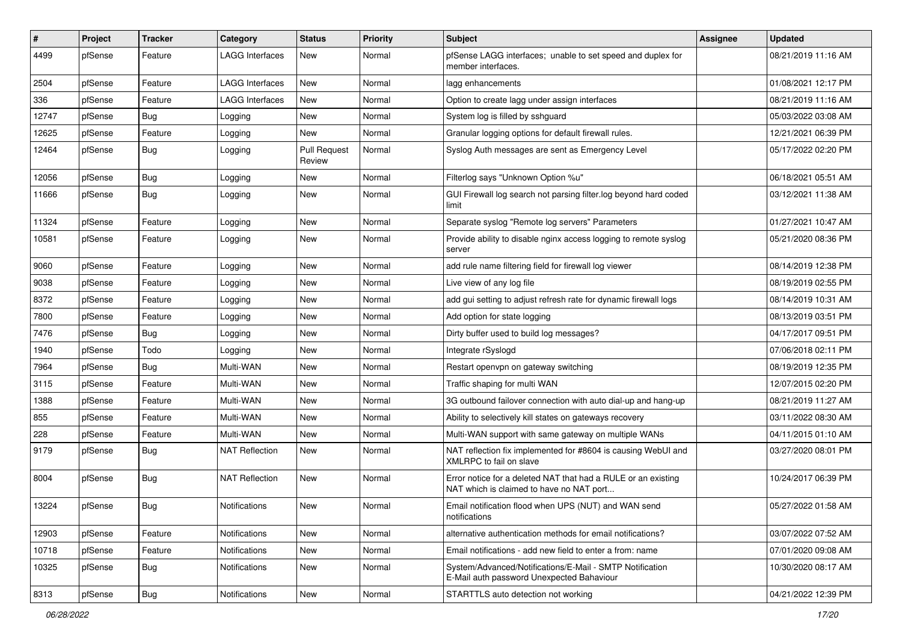| # | Project | Tracker | Category | Status | Priority | Subject | Assignee | Updated |
|---|---|---|---|---|---|---|---|---|
| 4499 | pfSense | Feature | LAGG Interfaces | New | Normal | pfSense LAGG interfaces; unable to set speed and duplex for member interfaces. | | 08/21/2019 11:16 AM |
| 2504 | pfSense | Feature | LAGG Interfaces | New | Normal | lagg enhancements | | 01/08/2021 12:17 PM |
| 336 | pfSense | Feature | LAGG Interfaces | New | Normal | Option to create lagg under assign interfaces | | 08/21/2019 11:16 AM |
| 12747 | pfSense | Bug | Logging | New | Normal | System log is filled by sshguard | | 05/03/2022 03:08 AM |
| 12625 | pfSense | Feature | Logging | New | Normal | Granular logging options for default firewall rules. | | 12/21/2021 06:39 PM |
| 12464 | pfSense | Bug | Logging | Pull Request Review | Normal | Syslog Auth messages are sent as Emergency Level | | 05/17/2022 02:20 PM |
| 12056 | pfSense | Bug | Logging | New | Normal | Filterlog says "Unknown Option %u" | | 06/18/2021 05:51 AM |
| 11666 | pfSense | Bug | Logging | New | Normal | GUI Firewall log search not parsing filter.log beyond hard coded limit | | 03/12/2021 11:38 AM |
| 11324 | pfSense | Feature | Logging | New | Normal | Separate syslog "Remote log servers" Parameters | | 01/27/2021 10:47 AM |
| 10581 | pfSense | Feature | Logging | New | Normal | Provide ability to disable nginx access logging to remote syslog server | | 05/21/2020 08:36 PM |
| 9060 | pfSense | Feature | Logging | New | Normal | add rule name filtering field for firewall log viewer | | 08/14/2019 12:38 PM |
| 9038 | pfSense | Feature | Logging | New | Normal | Live view of any log file | | 08/19/2019 02:55 PM |
| 8372 | pfSense | Feature | Logging | New | Normal | add gui setting to adjust refresh rate for dynamic firewall logs | | 08/14/2019 10:31 AM |
| 7800 | pfSense | Feature | Logging | New | Normal | Add option for state logging | | 08/13/2019 03:51 PM |
| 7476 | pfSense | Bug | Logging | New | Normal | Dirty buffer used to build log messages? | | 04/17/2017 09:51 PM |
| 1940 | pfSense | Todo | Logging | New | Normal | Integrate rSyslogd | | 07/06/2018 02:11 PM |
| 7964 | pfSense | Bug | Multi-WAN | New | Normal | Restart openvpn on gateway switching | | 08/19/2019 12:35 PM |
| 3115 | pfSense | Feature | Multi-WAN | New | Normal | Traffic shaping for multi WAN | | 12/07/2015 02:20 PM |
| 1388 | pfSense | Feature | Multi-WAN | New | Normal | 3G outbound failover connection with auto dial-up and hang-up | | 08/21/2019 11:27 AM |
| 855 | pfSense | Feature | Multi-WAN | New | Normal | Ability to selectively kill states on gateways recovery | | 03/11/2022 08:30 AM |
| 228 | pfSense | Feature | Multi-WAN | New | Normal | Multi-WAN support with same gateway on multiple WANs | | 04/11/2015 01:10 AM |
| 9179 | pfSense | Bug | NAT Reflection | New | Normal | NAT reflection fix implemented for #8604 is causing WebUI and XMLRPC to fail on slave | | 03/27/2020 08:01 PM |
| 8004 | pfSense | Bug | NAT Reflection | New | Normal | Error notice for a deleted NAT that had a RULE or an existing NAT which is claimed to have no NAT port... | | 10/24/2017 06:39 PM |
| 13224 | pfSense | Bug | Notifications | New | Normal | Email notification flood when UPS (NUT) and WAN send notifications | | 05/27/2022 01:58 AM |
| 12903 | pfSense | Feature | Notifications | New | Normal | alternative authentication methods for email notifications? | | 03/07/2022 07:52 AM |
| 10718 | pfSense | Feature | Notifications | New | Normal | Email notifications - add new field to enter a from: name | | 07/01/2020 09:08 AM |
| 10325 | pfSense | Bug | Notifications | New | Normal | System/Advanced/Notifications/E-Mail - SMTP Notification E-Mail auth password Unexpected Bahaviour | | 10/30/2020 08:17 AM |
| 8313 | pfSense | Bug | Notifications | New | Normal | STARTTLS auto detection not working | | 04/21/2022 12:39 PM |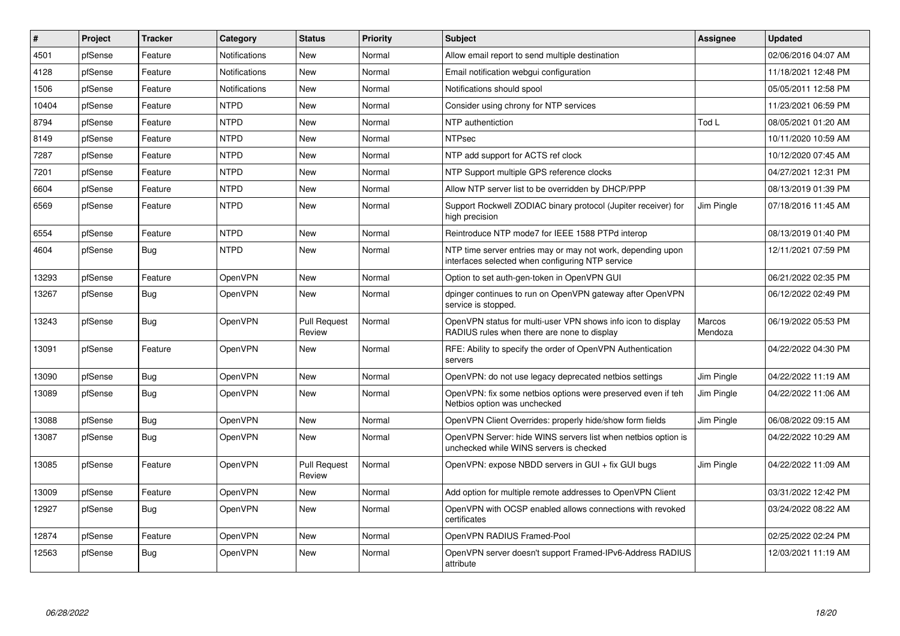| # | Project | Tracker | Category | Status | Priority | Subject | Assignee | Updated |
|---|---|---|---|---|---|---|---|---|
| 4501 | pfSense | Feature | Notifications | New | Normal | Allow email report to send multiple destination | | 02/06/2016 04:07 AM |
| 4128 | pfSense | Feature | Notifications | New | Normal | Email notification webgui configuration | | 11/18/2021 12:48 PM |
| 1506 | pfSense | Feature | Notifications | New | Normal | Notifications should spool | | 05/05/2011 12:58 PM |
| 10404 | pfSense | Feature | NTPD | New | Normal | Consider using chrony for NTP services | | 11/23/2021 06:59 PM |
| 8794 | pfSense | Feature | NTPD | New | Normal | NTP authentiction | Tod L | 08/05/2021 01:20 AM |
| 8149 | pfSense | Feature | NTPD | New | Normal | NTPsec | | 10/11/2020 10:59 AM |
| 7287 | pfSense | Feature | NTPD | New | Normal | NTP add support for ACTS ref clock | | 10/12/2020 07:45 AM |
| 7201 | pfSense | Feature | NTPD | New | Normal | NTP Support multiple GPS reference clocks | | 04/27/2021 12:31 PM |
| 6604 | pfSense | Feature | NTPD | New | Normal | Allow NTP server list to be overridden by DHCP/PPP | | 08/13/2019 01:39 PM |
| 6569 | pfSense | Feature | NTPD | New | Normal | Support Rockwell ZODIAC binary protocol (Jupiter receiver) for high precision | Jim Pingle | 07/18/2016 11:45 AM |
| 6554 | pfSense | Feature | NTPD | New | Normal | Reintroduce NTP mode7 for IEEE 1588 PTPd interop | | 08/13/2019 01:40 PM |
| 4604 | pfSense | Bug | NTPD | New | Normal | NTP time server entries may or may not work, depending upon interfaces selected when configuring NTP service | | 12/11/2021 07:59 PM |
| 13293 | pfSense | Feature | OpenVPN | New | Normal | Option to set auth-gen-token in OpenVPN GUI | | 06/21/2022 02:35 PM |
| 13267 | pfSense | Bug | OpenVPN | New | Normal | dpinger continues to run on OpenVPN gateway after OpenVPN service is stopped. | | 06/12/2022 02:49 PM |
| 13243 | pfSense | Bug | OpenVPN | Pull Request Review | Normal | OpenVPN status for multi-user VPN shows info icon to display RADIUS rules when there are none to display | Marcos Mendoza | 06/19/2022 05:53 PM |
| 13091 | pfSense | Feature | OpenVPN | New | Normal | RFE: Ability to specify the order of OpenVPN Authentication servers | | 04/22/2022 04:30 PM |
| 13090 | pfSense | Bug | OpenVPN | New | Normal | OpenVPN: do not use legacy deprecated netbios settings | Jim Pingle | 04/22/2022 11:19 AM |
| 13089 | pfSense | Bug | OpenVPN | New | Normal | OpenVPN: fix some netbios options were preserved even if teh Netbios option was unchecked | Jim Pingle | 04/22/2022 11:06 AM |
| 13088 | pfSense | Bug | OpenVPN | New | Normal | OpenVPN Client Overrides: properly hide/show form fields | Jim Pingle | 06/08/2022 09:15 AM |
| 13087 | pfSense | Bug | OpenVPN | New | Normal | OpenVPN Server: hide WINS servers list when netbios option is unchecked while WINS servers is checked | | 04/22/2022 10:29 AM |
| 13085 | pfSense | Feature | OpenVPN | Pull Request Review | Normal | OpenVPN: expose NBDD servers in GUI + fix GUI bugs | Jim Pingle | 04/22/2022 11:09 AM |
| 13009 | pfSense | Feature | OpenVPN | New | Normal | Add option for multiple remote addresses to OpenVPN Client | | 03/31/2022 12:42 PM |
| 12927 | pfSense | Bug | OpenVPN | New | Normal | OpenVPN with OCSP enabled allows connections with revoked certificates | | 03/24/2022 08:22 AM |
| 12874 | pfSense | Feature | OpenVPN | New | Normal | OpenVPN RADIUS Framed-Pool | | 02/25/2022 02:24 PM |
| 12563 | pfSense | Bug | OpenVPN | New | Normal | OpenVPN server doesn't support Framed-IPv6-Address RADIUS attribute | | 12/03/2021 11:19 AM |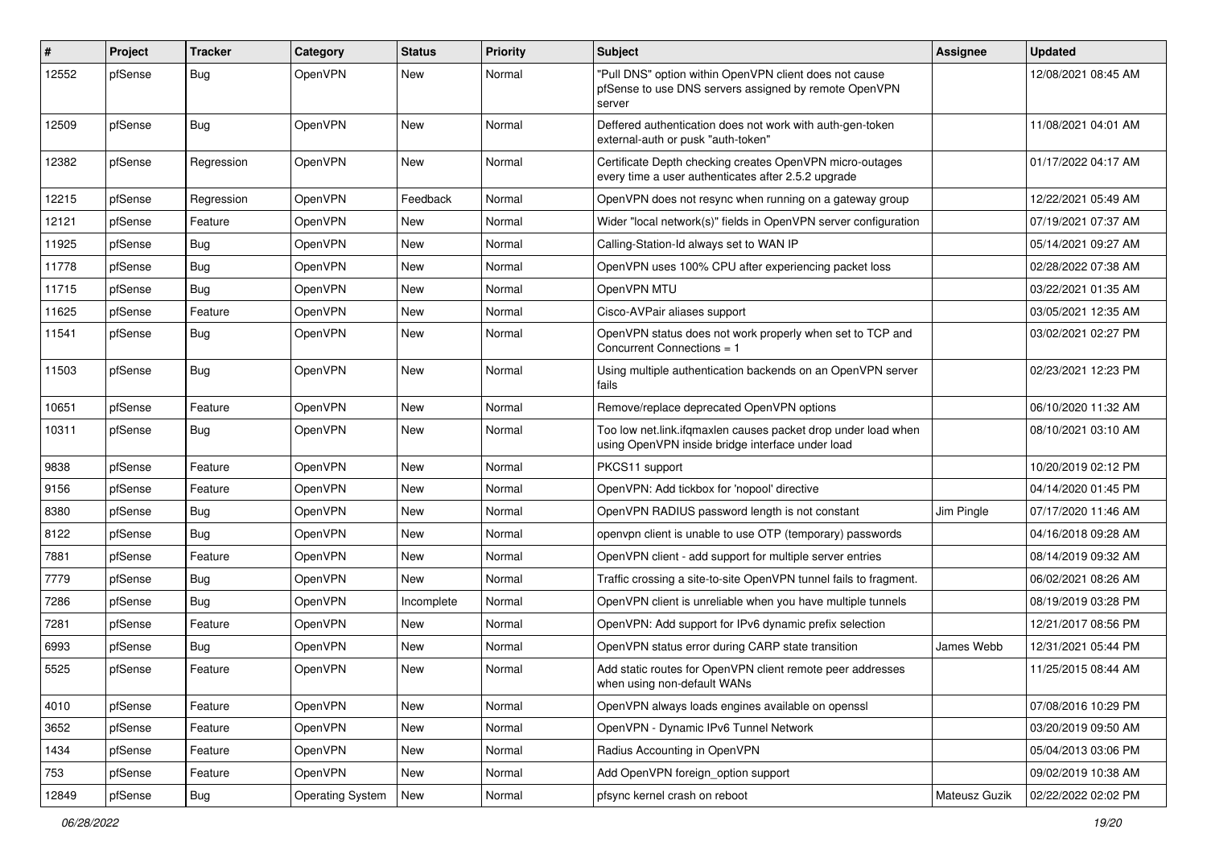| # | Project | Tracker | Category | Status | Priority | Subject | Assignee | Updated |
|---|---|---|---|---|---|---|---|---|
| 12552 | pfSense | Bug | OpenVPN | New | Normal | "Pull DNS" option within OpenVPN client does not cause pfSense to use DNS servers assigned by remote OpenVPN server | | 12/08/2021 08:45 AM |
| 12509 | pfSense | Bug | OpenVPN | New | Normal | Deffered authentication does not work with auth-gen-token external-auth or pusk "auth-token" | | 11/08/2021 04:01 AM |
| 12382 | pfSense | Regression | OpenVPN | New | Normal | Certificate Depth checking creates OpenVPN micro-outages every time a user authenticates after 2.5.2 upgrade | | 01/17/2022 04:17 AM |
| 12215 | pfSense | Regression | OpenVPN | Feedback | Normal | OpenVPN does not resync when running on a gateway group | | 12/22/2021 05:49 AM |
| 12121 | pfSense | Feature | OpenVPN | New | Normal | Wider "local network(s)" fields in OpenVPN server configuration | | 07/19/2021 07:37 AM |
| 11925 | pfSense | Bug | OpenVPN | New | Normal | Calling-Station-Id always set to WAN IP | | 05/14/2021 09:27 AM |
| 11778 | pfSense | Bug | OpenVPN | New | Normal | OpenVPN uses 100% CPU after experiencing packet loss | | 02/28/2022 07:38 AM |
| 11715 | pfSense | Bug | OpenVPN | New | Normal | OpenVPN MTU | | 03/22/2021 01:35 AM |
| 11625 | pfSense | Feature | OpenVPN | New | Normal | Cisco-AVPair aliases support | | 03/05/2021 12:35 AM |
| 11541 | pfSense | Bug | OpenVPN | New | Normal | OpenVPN status does not work properly when set to TCP and Concurrent Connections = 1 | | 03/02/2021 02:27 PM |
| 11503 | pfSense | Bug | OpenVPN | New | Normal | Using multiple authentication backends on an OpenVPN server fails | | 02/23/2021 12:23 PM |
| 10651 | pfSense | Feature | OpenVPN | New | Normal | Remove/replace deprecated OpenVPN options | | 06/10/2020 11:32 AM |
| 10311 | pfSense | Bug | OpenVPN | New | Normal | Too low net.link.ifqmaxlen causes packet drop under load when using OpenVPN inside bridge interface under load | | 08/10/2021 03:10 AM |
| 9838 | pfSense | Feature | OpenVPN | New | Normal | PKCS11 support | | 10/20/2019 02:12 PM |
| 9156 | pfSense | Feature | OpenVPN | New | Normal | OpenVPN: Add tickbox for 'nopool' directive | | 04/14/2020 01:45 PM |
| 8380 | pfSense | Bug | OpenVPN | New | Normal | OpenVPN RADIUS password length is not constant | Jim Pingle | 07/17/2020 11:46 AM |
| 8122 | pfSense | Bug | OpenVPN | New | Normal | openvpn client is unable to use OTP (temporary) passwords | | 04/16/2018 09:28 AM |
| 7881 | pfSense | Feature | OpenVPN | New | Normal | OpenVPN client - add support for multiple server entries | | 08/14/2019 09:32 AM |
| 7779 | pfSense | Bug | OpenVPN | New | Normal | Traffic crossing a site-to-site OpenVPN tunnel fails to fragment. | | 06/02/2021 08:26 AM |
| 7286 | pfSense | Bug | OpenVPN | Incomplete | Normal | OpenVPN client is unreliable when you have multiple tunnels | | 08/19/2019 03:28 PM |
| 7281 | pfSense | Feature | OpenVPN | New | Normal | OpenVPN: Add support for IPv6 dynamic prefix selection | | 12/21/2017 08:56 PM |
| 6993 | pfSense | Bug | OpenVPN | New | Normal | OpenVPN status error during CARP state transition | James Webb | 12/31/2021 05:44 PM |
| 5525 | pfSense | Feature | OpenVPN | New | Normal | Add static routes for OpenVPN client remote peer addresses when using non-default WANs | | 11/25/2015 08:44 AM |
| 4010 | pfSense | Feature | OpenVPN | New | Normal | OpenVPN always loads engines available on openssl | | 07/08/2016 10:29 PM |
| 3652 | pfSense | Feature | OpenVPN | New | Normal | OpenVPN - Dynamic IPv6 Tunnel Network | | 03/20/2019 09:50 AM |
| 1434 | pfSense | Feature | OpenVPN | New | Normal | Radius Accounting in OpenVPN | | 05/04/2013 03:06 PM |
| 753 | pfSense | Feature | OpenVPN | New | Normal | Add OpenVPN foreign_option support | | 09/02/2019 10:38 AM |
| 12849 | pfSense | Bug | Operating System | New | Normal | pfsync kernel crash on reboot | Mateusz Guzik | 02/22/2022 02:02 PM |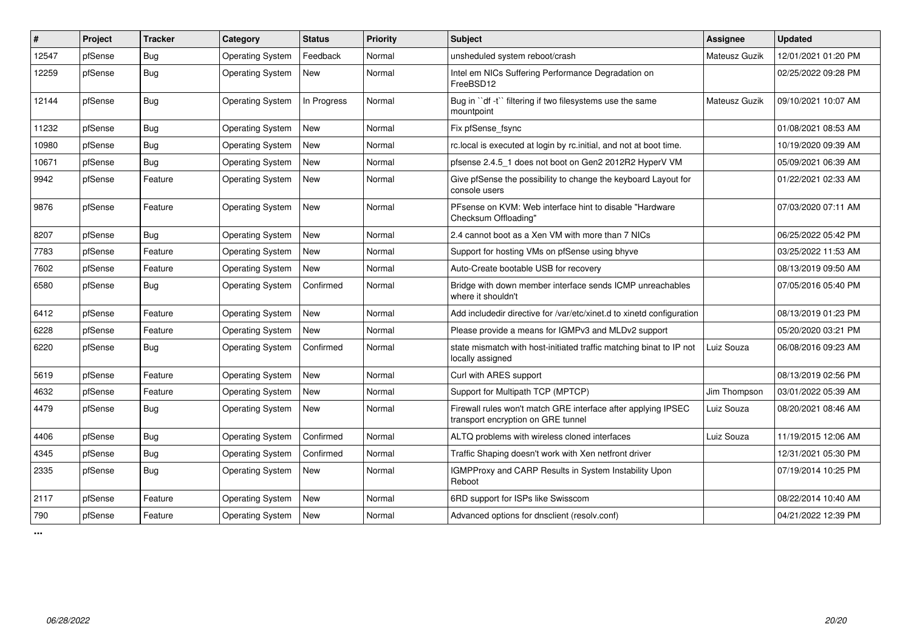| # | Project | Tracker | Category | Status | Priority | Subject | Assignee | Updated |
| --- | --- | --- | --- | --- | --- | --- | --- | --- |
| 12547 | pfSense | Bug | Operating System | Feedback | Normal | unsheduled system reboot/crash | Mateusz Guzik | 12/01/2021 01:20 PM |
| 12259 | pfSense | Bug | Operating System | New | Normal | Intel em NICs Suffering Performance Degradation on FreeBSD12 | | 02/25/2022 09:28 PM |
| 12144 | pfSense | Bug | Operating System | In Progress | Normal | Bug in ``df -t`` filtering if two filesystems use the same mountpoint | Mateusz Guzik | 09/10/2021 10:07 AM |
| 11232 | pfSense | Bug | Operating System | New | Normal | Fix pfSense_fsync | | 01/08/2021 08:53 AM |
| 10980 | pfSense | Bug | Operating System | New | Normal | rc.local is executed at login by rc.initial, and not at boot time. | | 10/19/2020 09:39 AM |
| 10671 | pfSense | Bug | Operating System | New | Normal | pfsense 2.4.5_1 does not boot on Gen2 2012R2 HyperV VM | | 05/09/2021 06:39 AM |
| 9942 | pfSense | Feature | Operating System | New | Normal | Give pfSense the possibility to change the keyboard Layout for console users | | 01/22/2021 02:33 AM |
| 9876 | pfSense | Feature | Operating System | New | Normal | PFsense on KVM: Web interface hint to disable "Hardware Checksum Offloading" | | 07/03/2020 07:11 AM |
| 8207 | pfSense | Bug | Operating System | New | Normal | 2.4 cannot boot as a Xen VM with more than 7 NICs | | 06/25/2022 05:42 PM |
| 7783 | pfSense | Feature | Operating System | New | Normal | Support for hosting VMs on pfSense using bhyve | | 03/25/2022 11:53 AM |
| 7602 | pfSense | Feature | Operating System | New | Normal | Auto-Create bootable USB for recovery | | 08/13/2019 09:50 AM |
| 6580 | pfSense | Bug | Operating System | Confirmed | Normal | Bridge with down member interface sends ICMP unreachables where it shouldn't | | 07/05/2016 05:40 PM |
| 6412 | pfSense | Feature | Operating System | New | Normal | Add includedir directive for /var/etc/xinet.d to xinetd configuration | | 08/13/2019 01:23 PM |
| 6228 | pfSense | Feature | Operating System | New | Normal | Please provide a means for IGMPv3 and MLDv2 support | | 05/20/2020 03:21 PM |
| 6220 | pfSense | Bug | Operating System | Confirmed | Normal | state mismatch with host-initiated traffic matching binat to IP not locally assigned | Luiz Souza | 06/08/2016 09:23 AM |
| 5619 | pfSense | Feature | Operating System | New | Normal | Curl with ARES support | | 08/13/2019 02:56 PM |
| 4632 | pfSense | Feature | Operating System | New | Normal | Support for Multipath TCP (MPTCP) | Jim Thompson | 03/01/2022 05:39 AM |
| 4479 | pfSense | Bug | Operating System | New | Normal | Firewall rules won't match GRE interface after applying IPSEC transport encryption on GRE tunnel | Luiz Souza | 08/20/2021 08:46 AM |
| 4406 | pfSense | Bug | Operating System | Confirmed | Normal | ALTQ problems with wireless cloned interfaces | Luiz Souza | 11/19/2015 12:06 AM |
| 4345 | pfSense | Bug | Operating System | Confirmed | Normal | Traffic Shaping doesn't work with Xen netfront driver | | 12/31/2021 05:30 PM |
| 2335 | pfSense | Bug | Operating System | New | Normal | IGMPProxy and CARP Results in System Instability Upon Reboot | | 07/19/2014 10:25 PM |
| 2117 | pfSense | Feature | Operating System | New | Normal | 6RD support for ISPs like Swisscom | | 08/22/2014 10:40 AM |
| 790 | pfSense | Feature | Operating System | New | Normal | Advanced options for dnsclient (resolv.conf) | | 04/21/2022 12:39 PM |

...